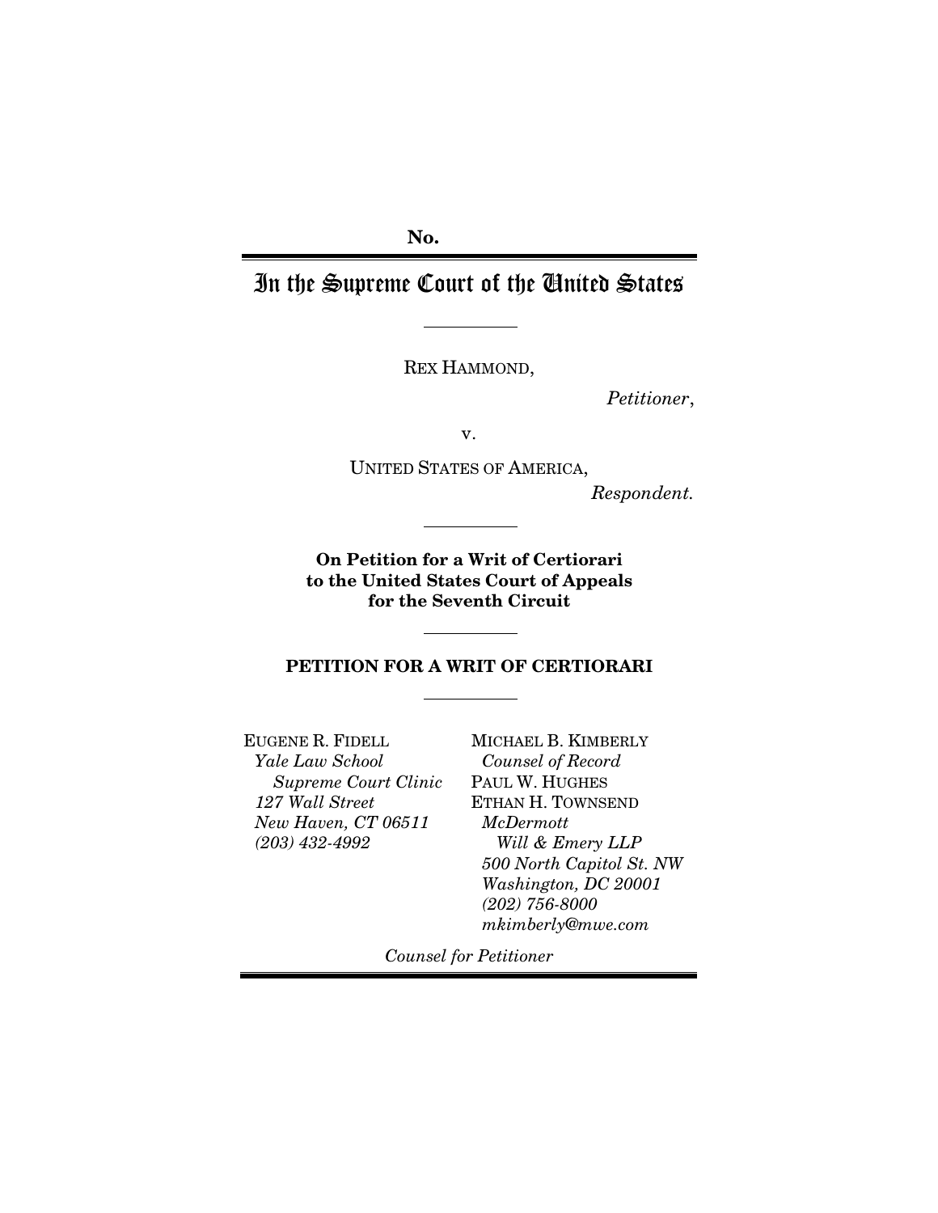No.

# In the Supreme Court of the United States

---

REX HAMMOND,

*Petitioner*,

v.

UNITED STATES OF AMERICA,

*Respondent.*

---

**On Petition for a Writ of Certiorari to the United States Court of Appeals for the Seventh Circuit**

---

**PETITION FOR A WRIT OF CERTIORARI**

---

EUGENE R. FIDELL
*Yale Law School Supreme Court Clinic*
*127 Wall Street*
*New Haven, CT 06511*
*(203) 432-4992*

MICHAEL B. KIMBERLY
*Counsel of Record*
PAUL W. HUGHES
ETHAN H. TOWNSEND
*McDermott Will & Emery LLP*
*500 North Capitol St. NW*
*Washington, DC 20001*
*(202) 756-8000*
*mkimberly@mwe.com*

*Counsel for Petitioner*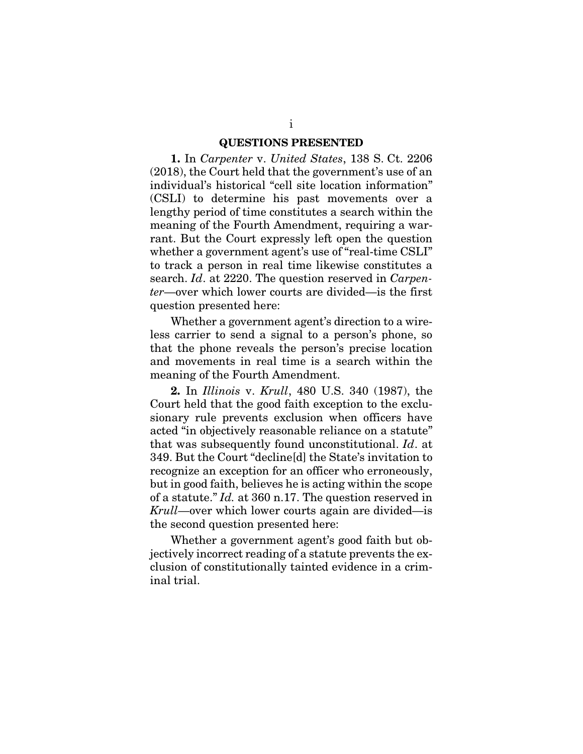## QUESTIONS PRESENTED

**1.** In *Carpenter* v. *United States*, 138 S. Ct. 2206 (2018), the Court held that the government's use of an individual's historical "cell site location information" (CSLI) to determine his past movements over a lengthy period of time constitutes a search within the meaning of the Fourth Amendment, requiring a warrant. But the Court expressly left open the question whether a government agent's use of "real-time CSLI" to track a person in real time likewise constitutes a search. *Id*. at 2220. The question reserved in *Carpenter*—over which lower courts are divided—is the first question presented here:

Whether a government agent's direction to a wireless carrier to send a signal to a person's phone, so that the phone reveals the person's precise location and movements in real time is a search within the meaning of the Fourth Amendment.

**2.** In *Illinois* v. *Krull*, 480 U.S. 340 (1987), the Court held that the good faith exception to the exclusionary rule prevents exclusion when officers have acted "in objectively reasonable reliance on a statute" that was subsequently found unconstitutional. *Id*. at 349. But the Court "decline[d] the State's invitation to recognize an exception for an officer who erroneously, but in good faith, believes he is acting within the scope of a statute." *Id.* at 360 n.17. The question reserved in *Krull*—over which lower courts again are divided—is the second question presented here:

Whether a government agent's good faith but objectively incorrect reading of a statute prevents the exclusion of constitutionally tainted evidence in a criminal trial.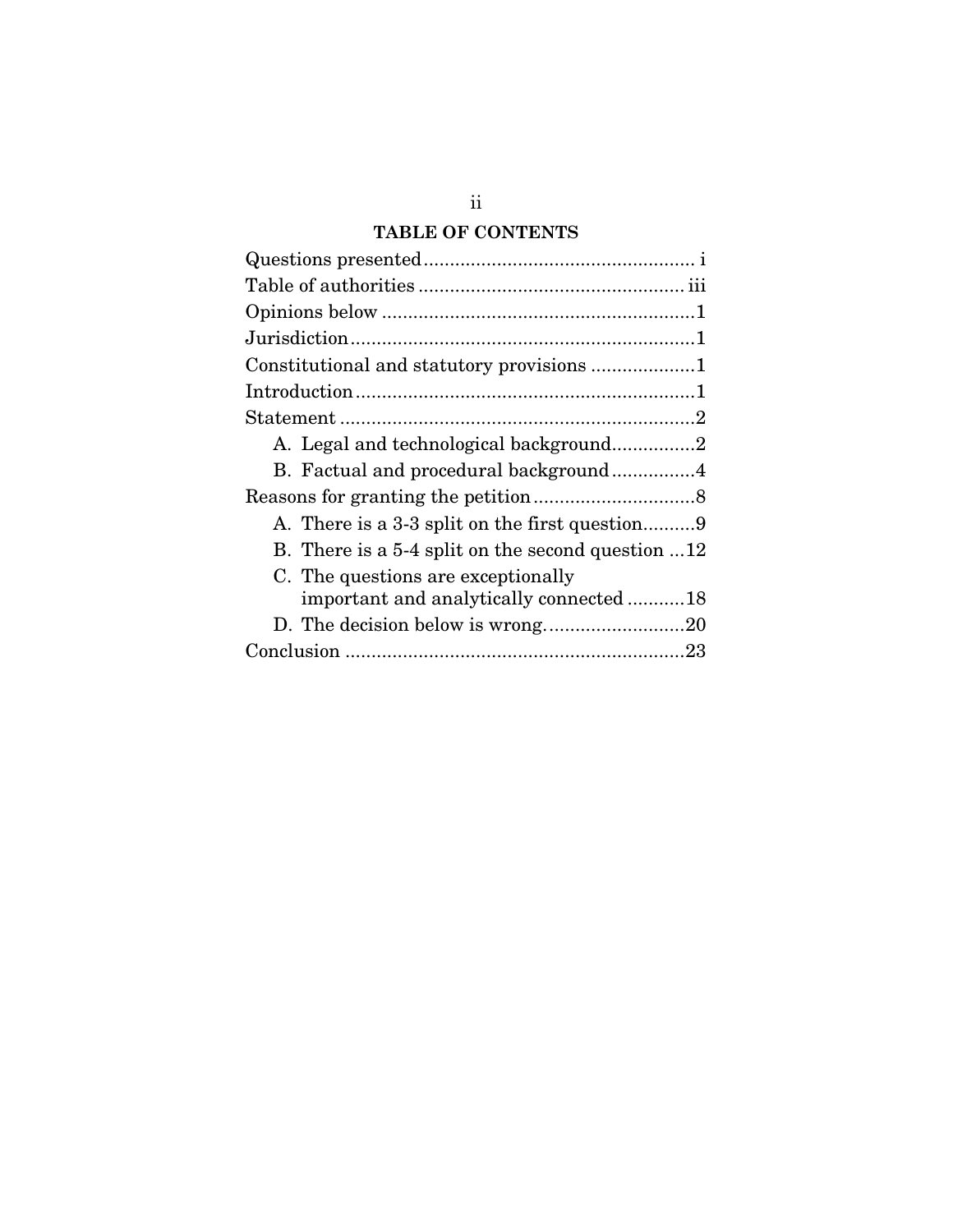# TABLE OF CONTENTS

Questions presented .................................................... i
Table of authorities ................................................... iii
Opinions below ............................................................ 1
Jurisdiction .................................................................. 1
Constitutional and statutory provisions .................... 1
Introduction ................................................................ 1
Statement .................................................................... 2
  A. Legal and technological background ................ 2
  B. Factual and procedural background ................ 4
Reasons for granting the petition ............................... 8
  A. There is a 3-3 split on the first question .......... 9
  B. There is a 5-4 split on the second question ... 12
  C. The questions are exceptionally important and analytically connected ........... 18
  D. The decision below is wrong. .......................... 20
Conclusion ................................................................. 23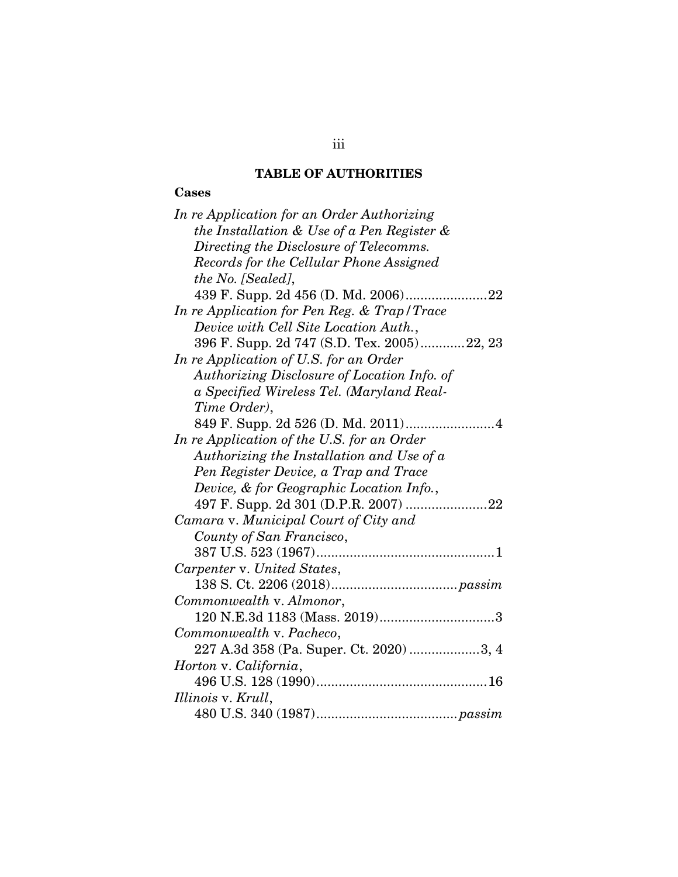# TABLE OF AUTHORITIES

## Cases

*In re Application for an Order Authorizing the Installation & Use of a Pen Register & Directing the Disclosure of Telecomms. Records for the Cellular Phone Assigned the No. [Sealed]*, 439 F. Supp. 2d 456 (D. Md. 2006)......................22

*In re Application for Pen Reg. & Trap/Trace Device with Cell Site Location Auth.*, 396 F. Supp. 2d 747 (S.D. Tex. 2005)............22, 23

*In re Application of U.S. for an Order Authorizing Disclosure of Location Info. of a Specified Wireless Tel. (Maryland Real-Time Order)*, 849 F. Supp. 2d 526 (D. Md. 2011)........................4

*In re Application of the U.S. for an Order Authorizing the Installation and Use of a Pen Register Device, a Trap and Trace Device, & for Geographic Location Info.*, 497 F. Supp. 2d 301 (D.P.R. 2007) ......................22

*Camara* v. *Municipal Court of City and County of San Francisco*, 387 U.S. 523 (1967)................................................1

*Carpenter* v. *United States*, 138 S. Ct. 2206 (2018)..................................*passim*

*Commonwealth* v. *Almonor*, 120 N.E.3d 1183 (Mass. 2019)...............................3

*Commonwealth* v. *Pacheco*, 227 A.3d 358 (Pa. Super. Ct. 2020) ...................3, 4

*Horton* v. *California*, 496 U.S. 128 (1990)..............................................16

*Illinois* v. *Krull*, 480 U.S. 340 (1987)......................................*passim*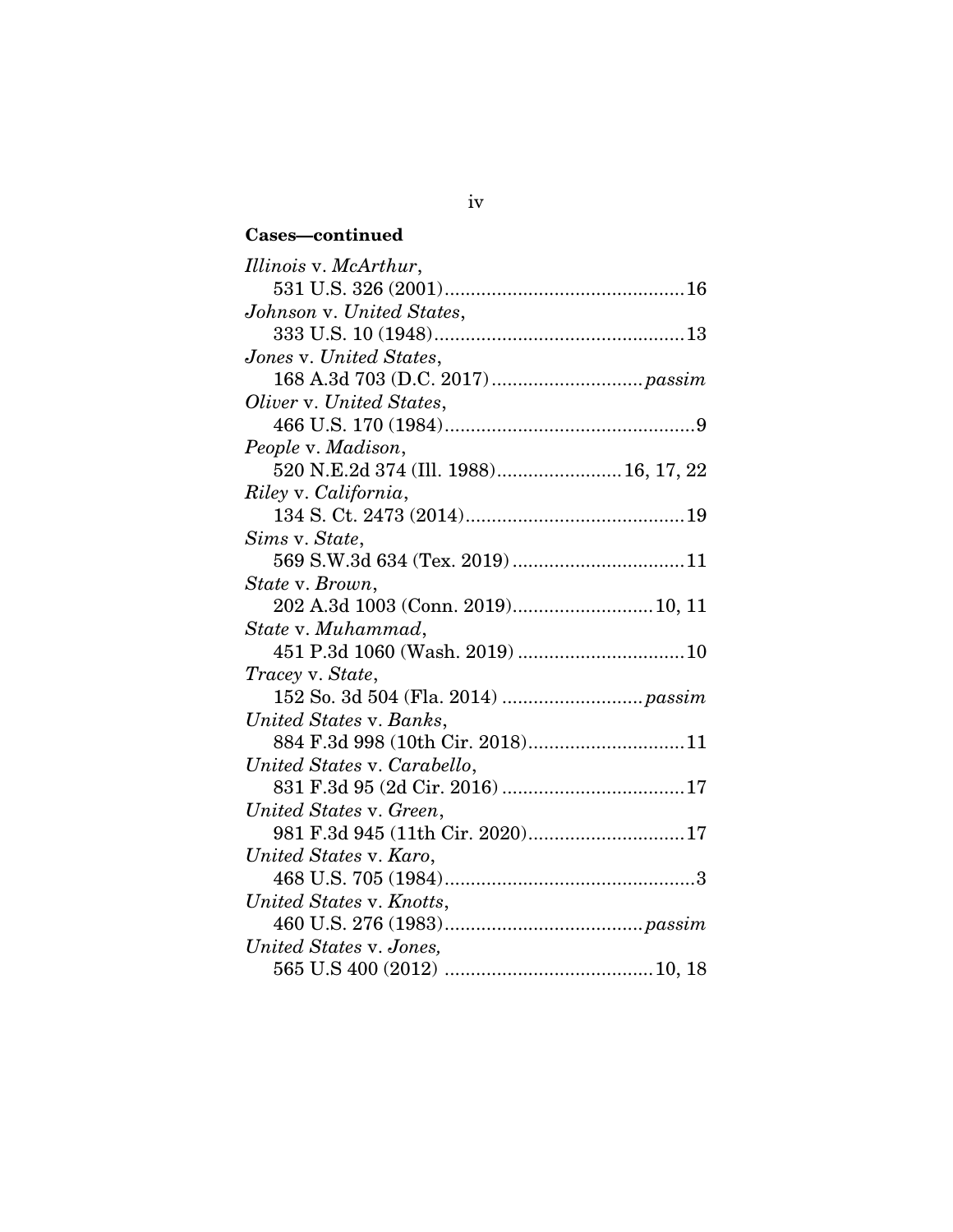**Cases—continued**

*Illinois* v. *McArthur*,
531 U.S. 326 (2001)..............................................16

*Johnson* v. *United States*,
333 U.S. 10 (1948)................................................13

*Jones* v. *United States*,
168 A.3d 703 (D.C. 2017)............................*passim*

*Oliver* v. *United States*,
466 U.S. 170 (1984)................................................9

*People* v. *Madison*,
520 N.E.2d 374 (Ill. 1988)........................16, 17, 22

*Riley* v. *California*,
134 S. Ct. 2473 (2014)..........................................19

*Sims* v. *State*,
569 S.W.3d 634 (Tex. 2019).................................11

*State* v. *Brown*,
202 A.3d 1003 (Conn. 2019)...........................10, 11

*State* v. *Muhammad*,
451 P.3d 1060 (Wash. 2019)................................10

*Tracey* v. *State*,
152 So. 3d 504 (Fla. 2014)...........................*passim*

*United States* v. *Banks*,
884 F.3d 998 (10th Cir. 2018)..............................11

*United States* v. *Carabello*,
831 F.3d 95 (2d Cir. 2016)...................................17

*United States* v. *Green*,
981 F.3d 945 (11th Cir. 2020)..............................17

*United States* v. *Karo*,
468 U.S. 705 (1984)................................................3

*United States* v. *Knotts*,
460 U.S. 276 (1983)......................................*passim*

*United States* v. *Jones,*
565 U.S 400 (2012) ........................................10, 18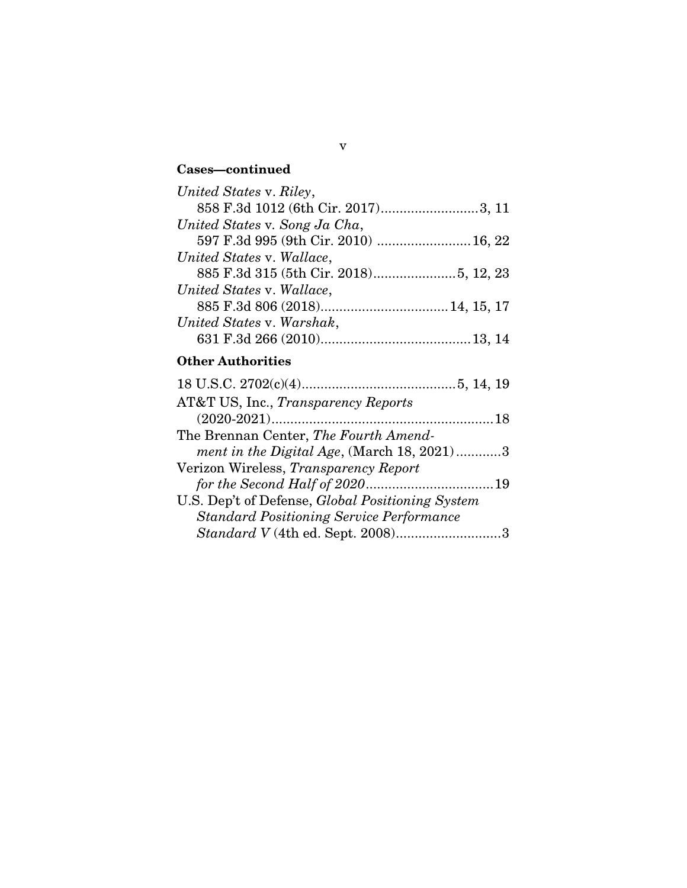**Cases—continued**

*United States* v. *Riley*,
858 F.3d 1012 (6th Cir. 2017)..........................3, 11

*United States* v. *Song Ja Cha*,
597 F.3d 995 (9th Cir. 2010) .........................16, 22

*United States* v. *Wallace*,
885 F.3d 315 (5th Cir. 2018)......................5, 12, 23

*United States* v. *Wallace*,
885 F.3d 806 (2018)..................................14, 15, 17

*United States* v. *Warshak*,
631 F.3d 266 (2010)........................................13, 14

**Other Authorities**

18 U.S.C. 2702(c)(4).........................................5, 14, 19

AT&T US, Inc., *Transparency Reports* (2020-2021)...........................................................18

The Brennan Center, *The Fourth Amendment in the Digital Age*, (March 18, 2021)............3

Verizon Wireless, *Transparency Report for the Second Half of 2020*..................................19

U.S. Dep't of Defense, *Global Positioning System Standard Positioning Service Performance Standard V* (4th ed. Sept. 2008)............................3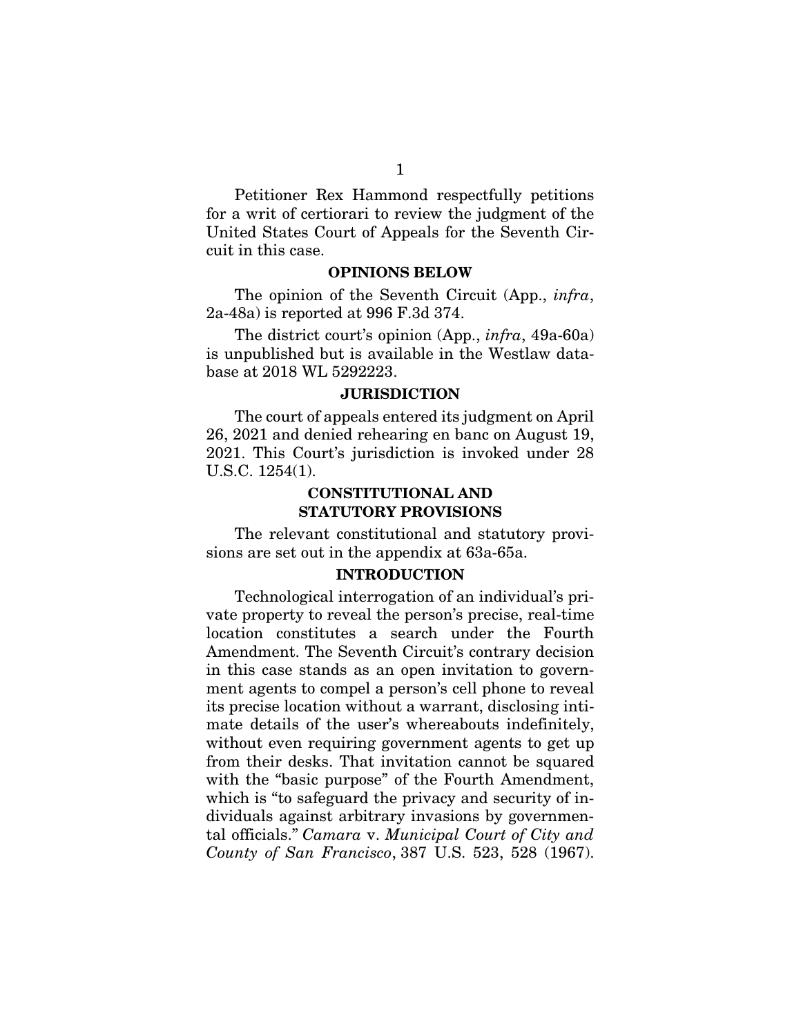Petitioner Rex Hammond respectfully petitions for a writ of certiorari to review the judgment of the United States Court of Appeals for the Seventh Circuit in this case.

## OPINIONS BELOW

The opinion of the Seventh Circuit (App., *infra*, 2a-48a) is reported at 996 F.3d 374.

The district court's opinion (App., *infra*, 49a-60a) is unpublished but is available in the Westlaw database at 2018 WL 5292223.

## JURISDICTION

The court of appeals entered its judgment on April 26, 2021 and denied rehearing en banc on August 19, 2021. This Court's jurisdiction is invoked under 28 U.S.C. 1254(1).

## CONSTITUTIONAL AND STATUTORY PROVISIONS

The relevant constitutional and statutory provisions are set out in the appendix at 63a-65a.

## INTRODUCTION

Technological interrogation of an individual's private property to reveal the person's precise, real-time location constitutes a search under the Fourth Amendment. The Seventh Circuit's contrary decision in this case stands as an open invitation to government agents to compel a person's cell phone to reveal its precise location without a warrant, disclosing intimate details of the user's whereabouts indefinitely, without even requiring government agents to get up from their desks. That invitation cannot be squared with the "basic purpose" of the Fourth Amendment, which is "to safeguard the privacy and security of individuals against arbitrary invasions by governmental officials." *Camara* v. *Municipal Court of City and County of San Francisco*, 387 U.S. 523, 528 (1967).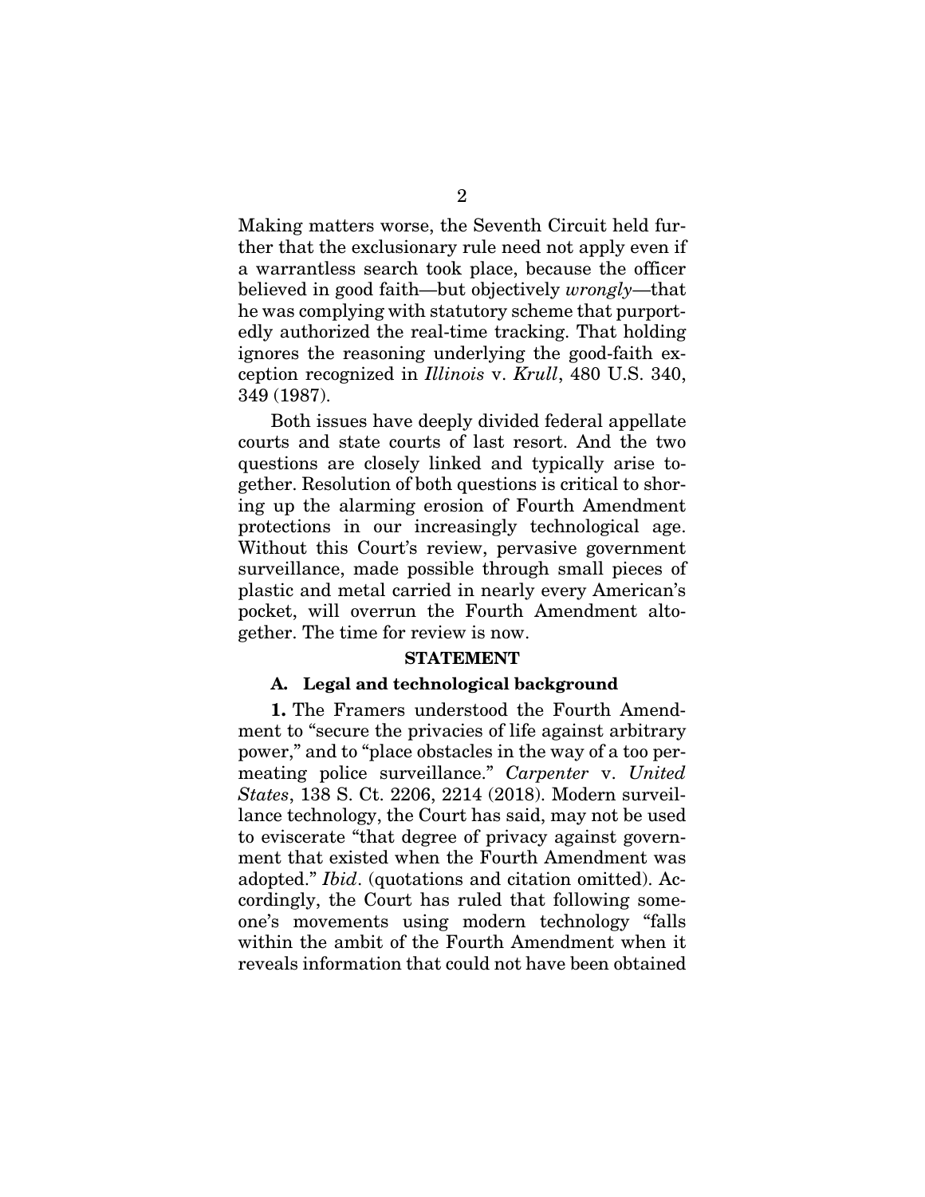Making matters worse, the Seventh Circuit held further that the exclusionary rule need not apply even if a warrantless search took place, because the officer believed in good faith—but objectively *wrongly*—that he was complying with statutory scheme that purportedly authorized the real-time tracking. That holding ignores the reasoning underlying the good-faith exception recognized in *Illinois* v. *Krull*, 480 U.S. 340, 349 (1987).

Both issues have deeply divided federal appellate courts and state courts of last resort. And the two questions are closely linked and typically arise together. Resolution of both questions is critical to shoring up the alarming erosion of Fourth Amendment protections in our increasingly technological age. Without this Court's review, pervasive government surveillance, made possible through small pieces of plastic and metal carried in nearly every American's pocket, will overrun the Fourth Amendment altogether. The time for review is now.

## STATEMENT

### A. Legal and technological background

**1.** The Framers understood the Fourth Amendment to "secure the privacies of life against arbitrary power," and to "place obstacles in the way of a too permeating police surveillance." *Carpenter* v. *United States*, 138 S. Ct. 2206, 2214 (2018). Modern surveillance technology, the Court has said, may not be used to eviscerate "that degree of privacy against government that existed when the Fourth Amendment was adopted." *Ibid*. (quotations and citation omitted). Accordingly, the Court has ruled that following someone's movements using modern technology "falls within the ambit of the Fourth Amendment when it reveals information that could not have been obtained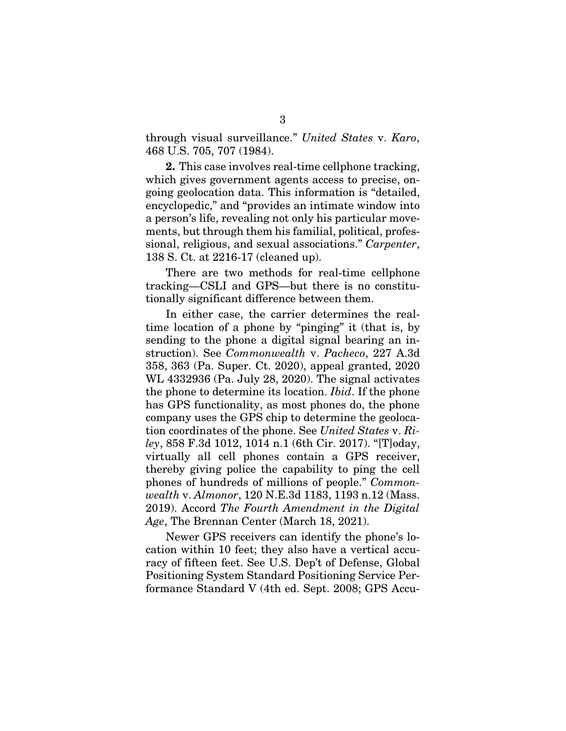through visual surveillance." *United States* v. *Karo*, 468 U.S. 705, 707 (1984).

**2.** This case involves real-time cellphone tracking, which gives government agents access to precise, ongoing geolocation data. This information is "detailed, encyclopedic," and "provides an intimate window into a person's life, revealing not only his particular movements, but through them his familial, political, professional, religious, and sexual associations." *Carpenter*, 138 S. Ct. at 2216-17 (cleaned up).

There are two methods for real-time cellphone tracking—CSLI and GPS—but there is no constitutionally significant difference between them.

In either case, the carrier determines the real-time location of a phone by "pinging" it (that is, by sending to the phone a digital signal bearing an instruction). See *Commonwealth* v. *Pacheco*, 227 A.3d 358, 363 (Pa. Super. Ct. 2020), appeal granted, 2020 WL 4332936 (Pa. July 28, 2020). The signal activates the phone to determine its location. *Ibid*. If the phone has GPS functionality, as most phones do, the phone company uses the GPS chip to determine the geolocation coordinates of the phone. See *United States* v. *Riley*, 858 F.3d 1012, 1014 n.1 (6th Cir. 2017). "[T]oday, virtually all cell phones contain a GPS receiver, thereby giving police the capability to ping the cell phones of hundreds of millions of people." *Commonwealth* v. *Almonor*, 120 N.E.3d 1183, 1193 n.12 (Mass. 2019). Accord *The Fourth Amendment in the Digital Age*, The Brennan Center (March 18, 2021).

Newer GPS receivers can identify the phone's location within 10 feet; they also have a vertical accuracy of fifteen feet. See U.S. Dep't of Defense, Global Positioning System Standard Positioning Service Performance Standard V (4th ed. Sept. 2008; GPS Accu-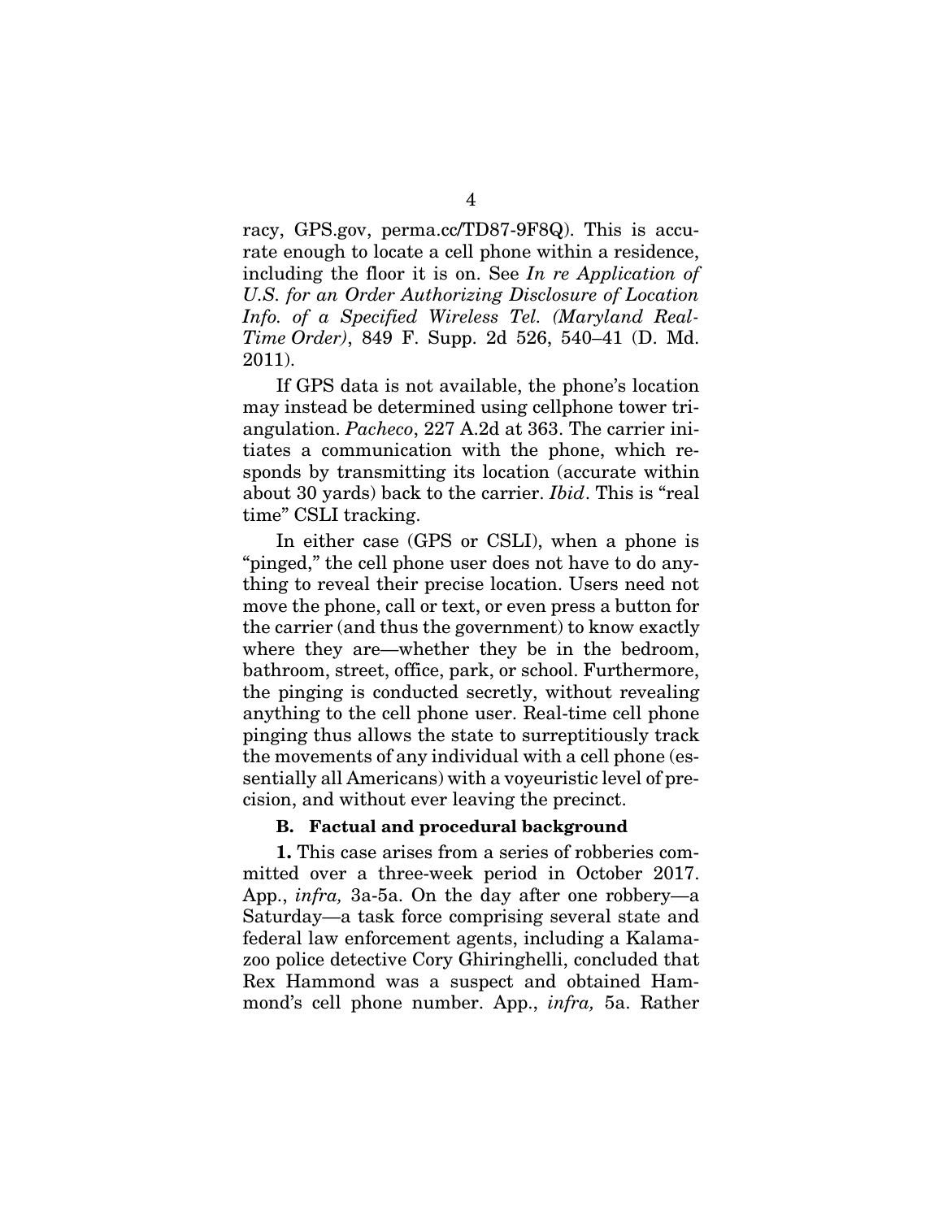racy, GPS.gov, perma.cc/TD87-9F8Q). This is accurate enough to locate a cell phone within a residence, including the floor it is on. See *In re Application of U.S. for an Order Authorizing Disclosure of Location Info. of a Specified Wireless Tel. (Maryland Real-Time Order)*, 849 F. Supp. 2d 526, 540–41 (D. Md. 2011).

If GPS data is not available, the phone's location may instead be determined using cellphone tower triangulation. *Pacheco*, 227 A.2d at 363. The carrier initiates a communication with the phone, which responds by transmitting its location (accurate within about 30 yards) back to the carrier. *Ibid*. This is "real time" CSLI tracking.

In either case (GPS or CSLI), when a phone is "pinged," the cell phone user does not have to do anything to reveal their precise location. Users need not move the phone, call or text, or even press a button for the carrier (and thus the government) to know exactly where they are—whether they be in the bedroom, bathroom, street, office, park, or school. Furthermore, the pinging is conducted secretly, without revealing anything to the cell phone user. Real-time cell phone pinging thus allows the state to surreptitiously track the movements of any individual with a cell phone (essentially all Americans) with a voyeuristic level of precision, and without ever leaving the precinct.

### B. Factual and procedural background

**1.** This case arises from a series of robberies committed over a three-week period in October 2017. App., *infra,* 3a-5a. On the day after one robbery—a Saturday—a task force comprising several state and federal law enforcement agents, including a Kalamazoo police detective Cory Ghiringhelli, concluded that Rex Hammond was a suspect and obtained Hammond's cell phone number. App., *infra,* 5a. Rather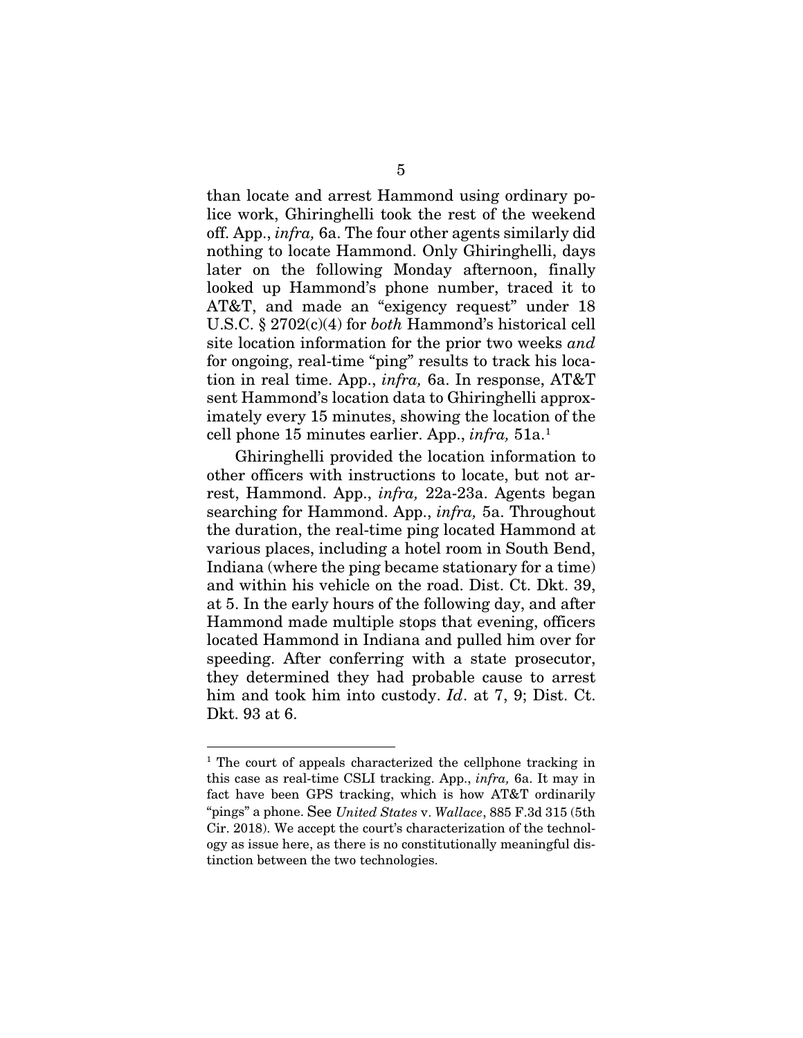than locate and arrest Hammond using ordinary police work, Ghiringhelli took the rest of the weekend off. App., *infra,* 6a. The four other agents similarly did nothing to locate Hammond. Only Ghiringhelli, days later on the following Monday afternoon, finally looked up Hammond's phone number, traced it to AT&T, and made an "exigency request" under 18 U.S.C. § 2702(c)(4) for *both* Hammond's historical cell site location information for the prior two weeks *and* for ongoing, real-time "ping" results to track his location in real time. App., *infra,* 6a. In response, AT&T sent Hammond's location data to Ghiringhelli approximately every 15 minutes, showing the location of the cell phone 15 minutes earlier. App., *infra,* 51a.[1]

Ghiringhelli provided the location information to other officers with instructions to locate, but not arrest, Hammond. App., *infra,* 22a-23a. Agents began searching for Hammond. App., *infra,* 5a. Throughout the duration, the real-time ping located Hammond at various places, including a hotel room in South Bend, Indiana (where the ping became stationary for a time) and within his vehicle on the road. Dist. Ct. Dkt. 39, at 5. In the early hours of the following day, and after Hammond made multiple stops that evening, officers located Hammond in Indiana and pulled him over for speeding. After conferring with a state prosecutor, they determined they had probable cause to arrest him and took him into custody. *Id*. at 7, 9; Dist. Ct. Dkt. 93 at 6.

[1] The court of appeals characterized the cellphone tracking in this case as real-time CSLI tracking. App., *infra,* 6a. It may in fact have been GPS tracking, which is how AT&T ordinarily "pings" a phone. See *United States* v. *Wallace*, 885 F.3d 315 (5th Cir. 2018). We accept the court's characterization of the technology as issue here, as there is no constitutionally meaningful distinction between the two technologies.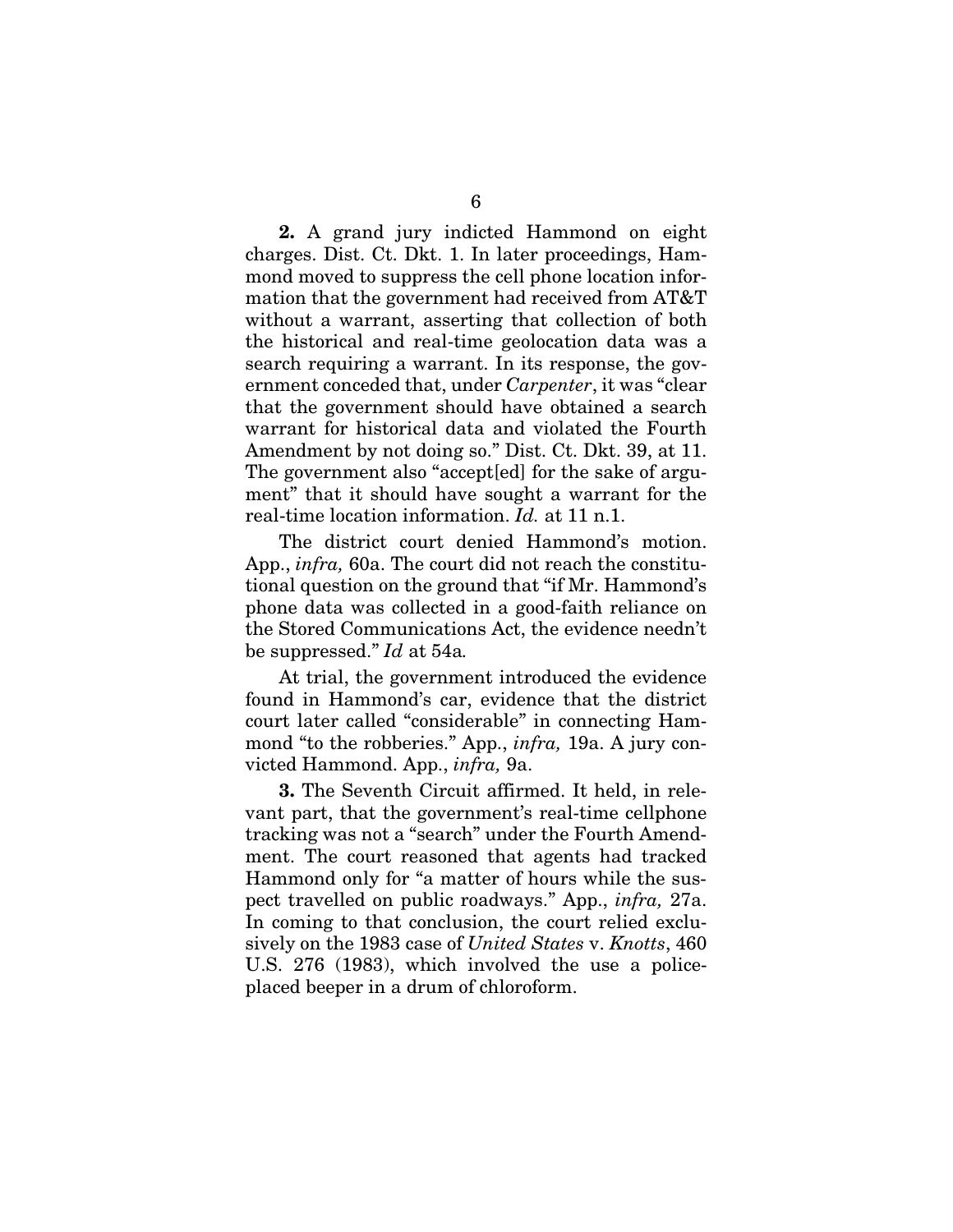**2.** A grand jury indicted Hammond on eight charges. Dist. Ct. Dkt. 1. In later proceedings, Hammond moved to suppress the cell phone location information that the government had received from AT&T without a warrant, asserting that collection of both the historical and real-time geolocation data was a search requiring a warrant. In its response, the government conceded that, under *Carpenter*, it was "clear that the government should have obtained a search warrant for historical data and violated the Fourth Amendment by not doing so." Dist. Ct. Dkt. 39, at 11. The government also "accept[ed] for the sake of argument" that it should have sought a warrant for the real-time location information. *Id.* at 11 n.1.

The district court denied Hammond's motion. App., *infra,* 60a. The court did not reach the constitutional question on the ground that "if Mr. Hammond's phone data was collected in a good-faith reliance on the Stored Communications Act, the evidence needn't be suppressed." *Id* at 54a*.*

At trial, the government introduced the evidence found in Hammond's car, evidence that the district court later called "considerable" in connecting Hammond "to the robberies." App., *infra,* 19a. A jury convicted Hammond. App., *infra,* 9a.

**3.** The Seventh Circuit affirmed. It held, in relevant part, that the government's real-time cellphone tracking was not a "search" under the Fourth Amendment. The court reasoned that agents had tracked Hammond only for "a matter of hours while the suspect travelled on public roadways." App., *infra,* 27a. In coming to that conclusion, the court relied exclusively on the 1983 case of *United States* v. *Knotts*, 460 U.S. 276 (1983), which involved the use a police-placed beeper in a drum of chloroform.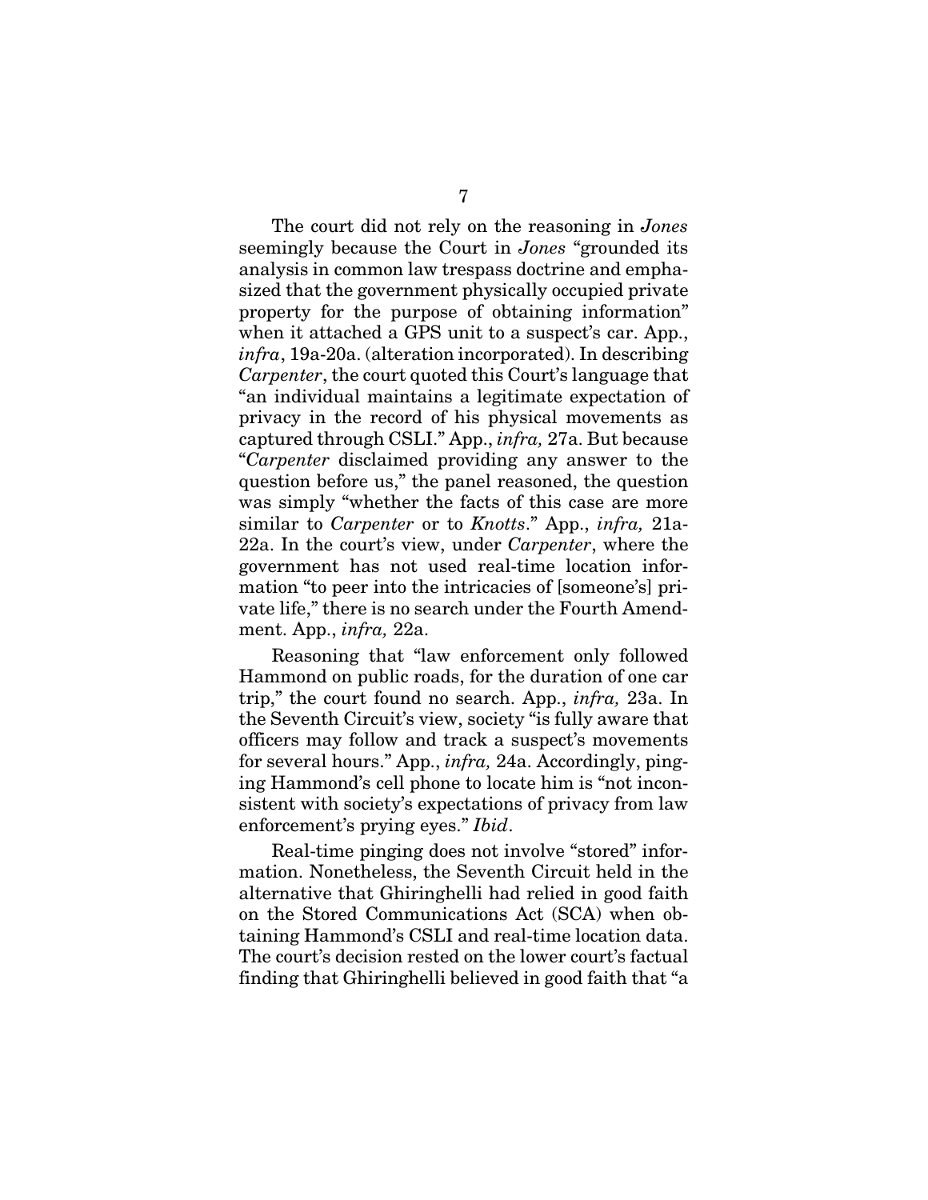The court did not rely on the reasoning in *Jones* seemingly because the Court in *Jones* "grounded its analysis in common law trespass doctrine and emphasized that the government physically occupied private property for the purpose of obtaining information" when it attached a GPS unit to a suspect's car. App., *infra*, 19a-20a. (alteration incorporated). In describing *Carpenter*, the court quoted this Court's language that "an individual maintains a legitimate expectation of privacy in the record of his physical movements as captured through CSLI." App., *infra,* 27a. But because "*Carpenter* disclaimed providing any answer to the question before us," the panel reasoned, the question was simply "whether the facts of this case are more similar to *Carpenter* or to *Knotts*." App., *infra,* 21a-22a. In the court's view, under *Carpenter*, where the government has not used real-time location information "to peer into the intricacies of [someone's] private life," there is no search under the Fourth Amendment. App., *infra,* 22a.

Reasoning that "law enforcement only followed Hammond on public roads, for the duration of one car trip," the court found no search. App., *infra,* 23a. In the Seventh Circuit's view, society "is fully aware that officers may follow and track a suspect's movements for several hours." App., *infra,* 24a. Accordingly, pinging Hammond's cell phone to locate him is "not inconsistent with society's expectations of privacy from law enforcement's prying eyes." *Ibid*.

Real-time pinging does not involve "stored" information. Nonetheless, the Seventh Circuit held in the alternative that Ghiringhelli had relied in good faith on the Stored Communications Act (SCA) when obtaining Hammond's CSLI and real-time location data. The court's decision rested on the lower court's factual finding that Ghiringhelli believed in good faith that "a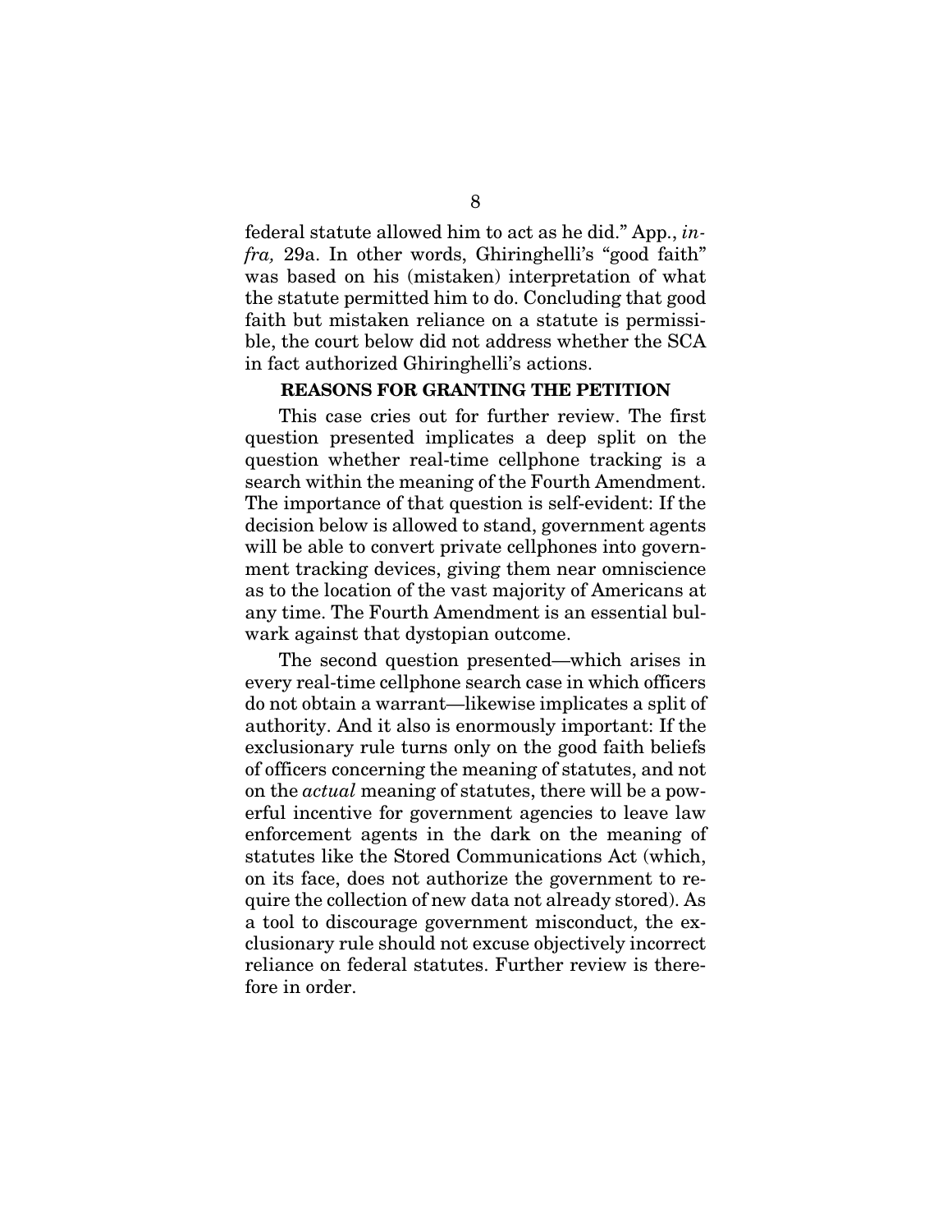federal statute allowed him to act as he did." App., *infra,* 29a. In other words, Ghiringhelli's "good faith" was based on his (mistaken) interpretation of what the statute permitted him to do. Concluding that good faith but mistaken reliance on a statute is permissible, the court below did not address whether the SCA in fact authorized Ghiringhelli's actions.

## REASONS FOR GRANTING THE PETITION

This case cries out for further review. The first question presented implicates a deep split on the question whether real-time cellphone tracking is a search within the meaning of the Fourth Amendment. The importance of that question is self-evident: If the decision below is allowed to stand, government agents will be able to convert private cellphones into government tracking devices, giving them near omniscience as to the location of the vast majority of Americans at any time. The Fourth Amendment is an essential bulwark against that dystopian outcome.

The second question presented—which arises in every real-time cellphone search case in which officers do not obtain a warrant—likewise implicates a split of authority. And it also is enormously important: If the exclusionary rule turns only on the good faith beliefs of officers concerning the meaning of statutes, and not on the *actual* meaning of statutes, there will be a powerful incentive for government agencies to leave law enforcement agents in the dark on the meaning of statutes like the Stored Communications Act (which, on its face, does not authorize the government to require the collection of new data not already stored). As a tool to discourage government misconduct, the exclusionary rule should not excuse objectively incorrect reliance on federal statutes. Further review is therefore in order.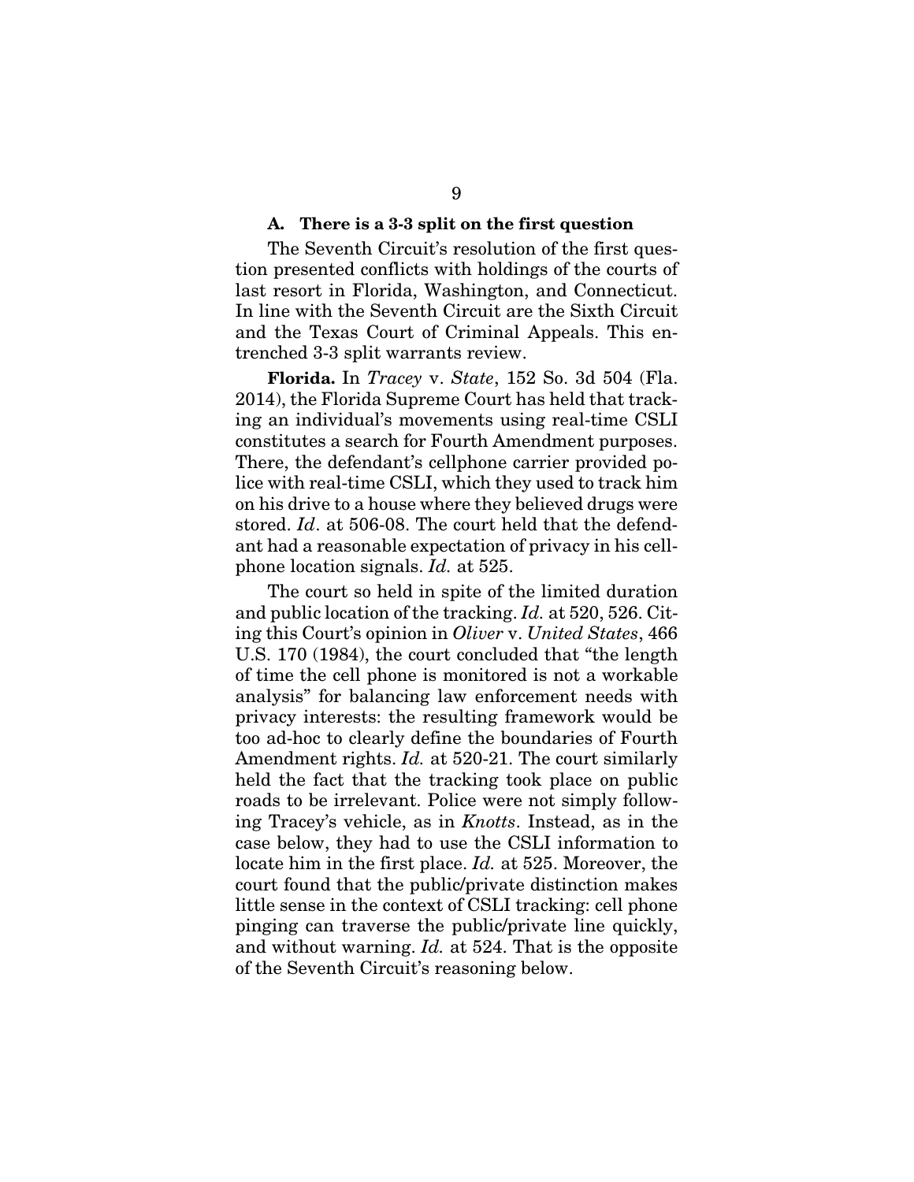### A. There is a 3-3 split on the first question

The Seventh Circuit's resolution of the first question presented conflicts with holdings of the courts of last resort in Florida, Washington, and Connecticut. In line with the Seventh Circuit are the Sixth Circuit and the Texas Court of Criminal Appeals. This entrenched 3-3 split warrants review.

**Florida.** In *Tracey* v. *State*, 152 So. 3d 504 (Fla. 2014), the Florida Supreme Court has held that tracking an individual's movements using real-time CSLI constitutes a search for Fourth Amendment purposes. There, the defendant's cellphone carrier provided police with real-time CSLI, which they used to track him on his drive to a house where they believed drugs were stored. *Id*. at 506-08. The court held that the defendant had a reasonable expectation of privacy in his cellphone location signals. *Id.* at 525.

The court so held in spite of the limited duration and public location of the tracking. *Id.* at 520, 526. Citing this Court's opinion in *Oliver* v. *United States*, 466 U.S. 170 (1984), the court concluded that "the length of time the cell phone is monitored is not a workable analysis" for balancing law enforcement needs with privacy interests: the resulting framework would be too ad-hoc to clearly define the boundaries of Fourth Amendment rights. *Id.* at 520-21. The court similarly held the fact that the tracking took place on public roads to be irrelevant. Police were not simply following Tracey's vehicle, as in *Knotts*. Instead, as in the case below, they had to use the CSLI information to locate him in the first place. *Id.* at 525. Moreover, the court found that the public/private distinction makes little sense in the context of CSLI tracking: cell phone pinging can traverse the public/private line quickly, and without warning. *Id.* at 524. That is the opposite of the Seventh Circuit's reasoning below.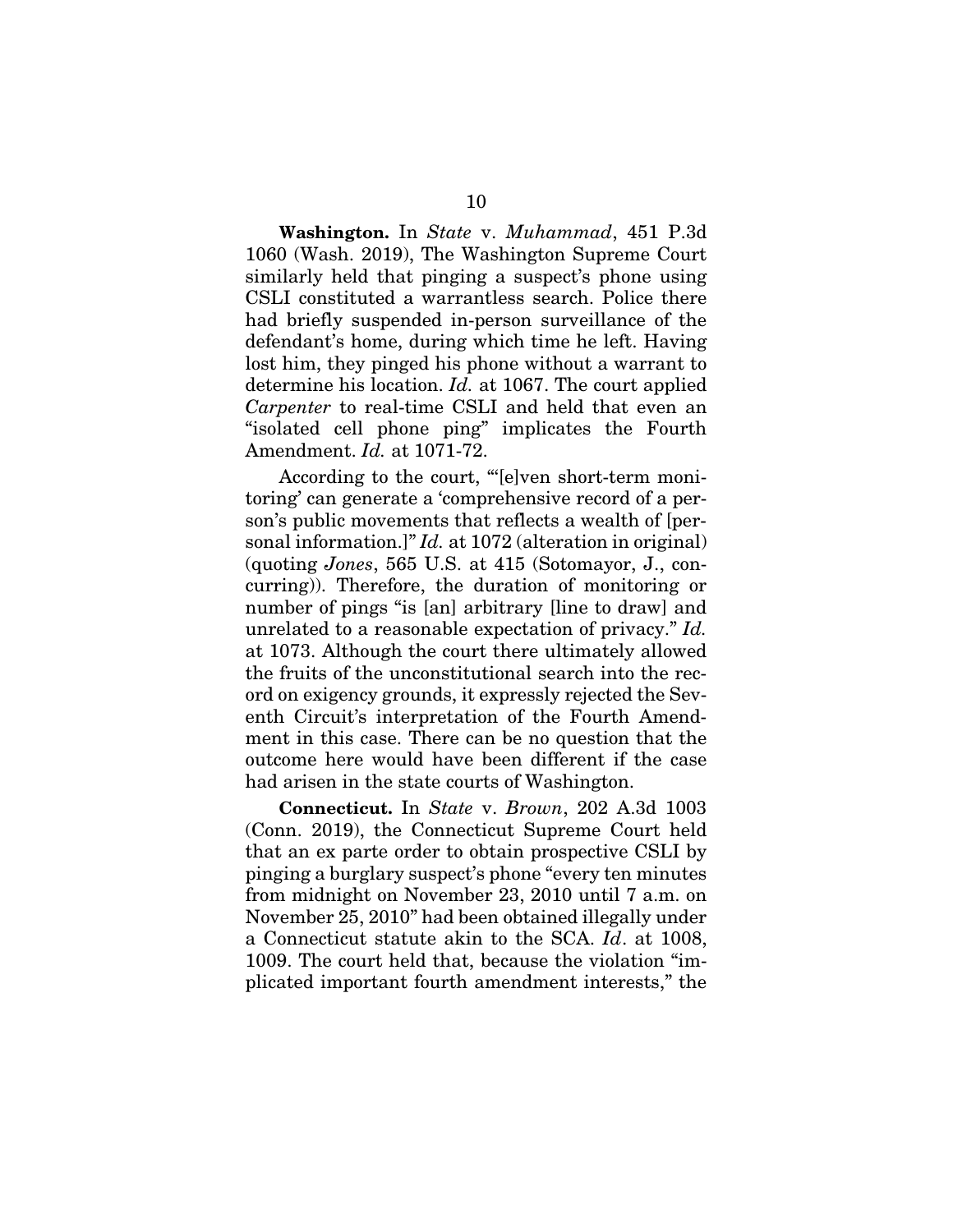**Washington.** In *State* v. *Muhammad*, 451 P.3d 1060 (Wash. 2019), The Washington Supreme Court similarly held that pinging a suspect's phone using CSLI constituted a warrantless search. Police there had briefly suspended in-person surveillance of the defendant's home, during which time he left. Having lost him, they pinged his phone without a warrant to determine his location. *Id.* at 1067. The court applied *Carpenter* to real-time CSLI and held that even an "isolated cell phone ping" implicates the Fourth Amendment. *Id.* at 1071-72.

According to the court, "'[e]ven short-term monitoring' can generate a 'comprehensive record of a person's public movements that reflects a wealth of [personal information.]" *Id.* at 1072 (alteration in original) (quoting *Jones*, 565 U.S. at 415 (Sotomayor, J., concurring)). Therefore, the duration of monitoring or number of pings "is [an] arbitrary [line to draw] and unrelated to a reasonable expectation of privacy." *Id.* at 1073. Although the court there ultimately allowed the fruits of the unconstitutional search into the record on exigency grounds, it expressly rejected the Seventh Circuit's interpretation of the Fourth Amendment in this case. There can be no question that the outcome here would have been different if the case had arisen in the state courts of Washington.

**Connecticut.** In *State* v. *Brown*, 202 A.3d 1003 (Conn. 2019), the Connecticut Supreme Court held that an ex parte order to obtain prospective CSLI by pinging a burglary suspect's phone "every ten minutes from midnight on November 23, 2010 until 7 a.m. on November 25, 2010" had been obtained illegally under a Connecticut statute akin to the SCA. *Id*. at 1008, 1009. The court held that, because the violation "implicated important fourth amendment interests," the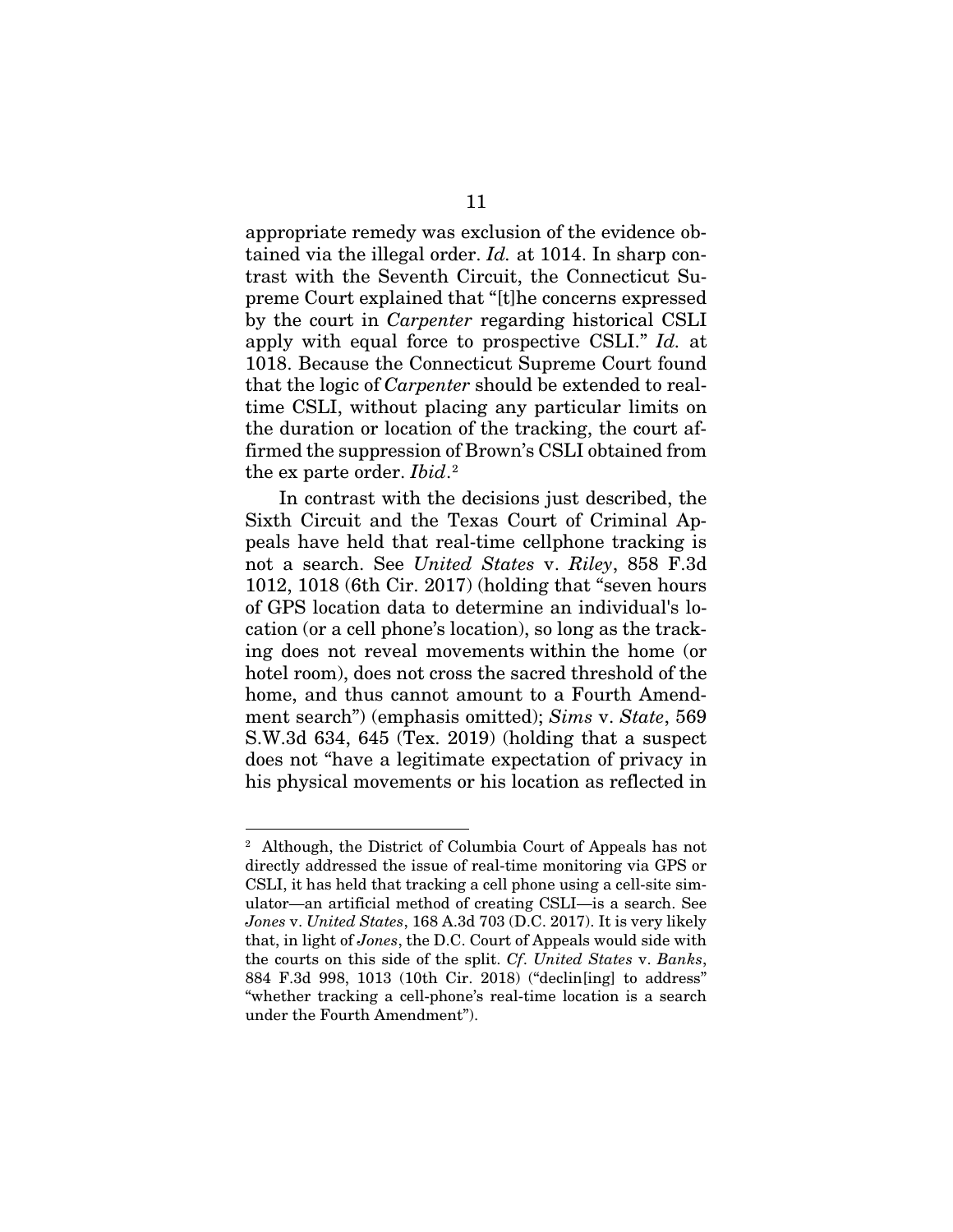appropriate remedy was exclusion of the evidence obtained via the illegal order. *Id.* at 1014. In sharp contrast with the Seventh Circuit, the Connecticut Supreme Court explained that "[t]he concerns expressed by the court in *Carpenter* regarding historical CSLI apply with equal force to prospective CSLI." *Id.* at 1018. Because the Connecticut Supreme Court found that the logic of *Carpenter* should be extended to real-time CSLI, without placing any particular limits on the duration or location of the tracking, the court affirmed the suppression of Brown's CSLI obtained from the ex parte order. *Ibid*.[2]

In contrast with the decisions just described, the Sixth Circuit and the Texas Court of Criminal Appeals have held that real-time cellphone tracking is not a search. See *United States* v. *Riley*, 858 F.3d 1012, 1018 (6th Cir. 2017) (holding that "seven hours of GPS location data to determine an individual's location (or a cell phone's location), so long as the tracking does not reveal movements within the home (or hotel room), does not cross the sacred threshold of the home, and thus cannot amount to a Fourth Amendment search") (emphasis omitted); *Sims* v. *State*, 569 S.W.3d 634, 645 (Tex. 2019) (holding that a suspect does not "have a legitimate expectation of privacy in his physical movements or his location as reflected in

---

[2] Although, the District of Columbia Court of Appeals has not directly addressed the issue of real-time monitoring via GPS or CSLI, it has held that tracking a cell phone using a cell-site simulator—an artificial method of creating CSLI—is a search. See *Jones* v. *United States*, 168 A.3d 703 (D.C. 2017). It is very likely that, in light of *Jones*, the D.C. Court of Appeals would side with the courts on this side of the split. *Cf*. *United States* v. *Banks*, 884 F.3d 998, 1013 (10th Cir. 2018) ("declin[ing] to address" "whether tracking a cell-phone's real-time location is a search under the Fourth Amendment").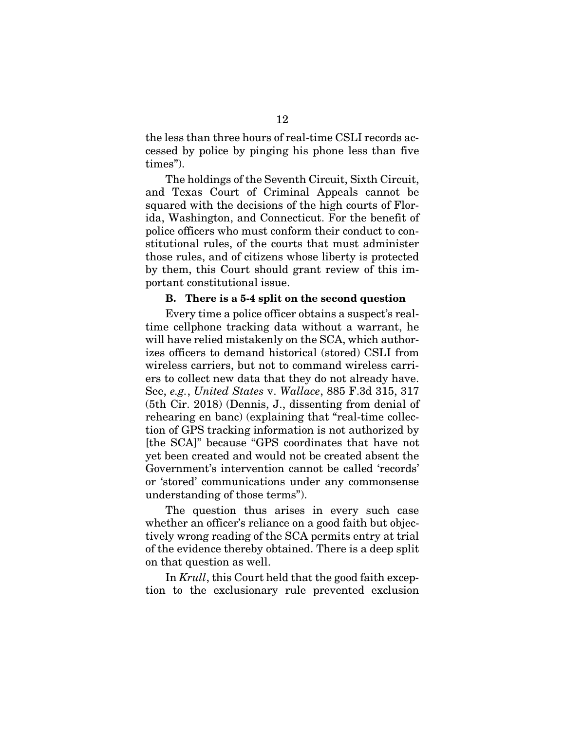the less than three hours of real-time CSLI records accessed by police by pinging his phone less than five times").

The holdings of the Seventh Circuit, Sixth Circuit, and Texas Court of Criminal Appeals cannot be squared with the decisions of the high courts of Florida, Washington, and Connecticut. For the benefit of police officers who must conform their conduct to constitutional rules, of the courts that must administer those rules, and of citizens whose liberty is protected by them, this Court should grant review of this important constitutional issue.

### B. There is a 5-4 split on the second question

Every time a police officer obtains a suspect's real-time cellphone tracking data without a warrant, he will have relied mistakenly on the SCA, which authorizes officers to demand historical (stored) CSLI from wireless carriers, but not to command wireless carriers to collect new data that they do not already have. See, *e.g.*, *United States* v. *Wallace*, 885 F.3d 315, 317 (5th Cir. 2018) (Dennis, J., dissenting from denial of rehearing en banc) (explaining that "real-time collection of GPS tracking information is not authorized by [the SCA]" because "GPS coordinates that have not yet been created and would not be created absent the Government's intervention cannot be called 'records' or 'stored' communications under any commonsense understanding of those terms").

The question thus arises in every such case whether an officer's reliance on a good faith but objectively wrong reading of the SCA permits entry at trial of the evidence thereby obtained. There is a deep split on that question as well.

In *Krull*, this Court held that the good faith exception to the exclusionary rule prevented exclusion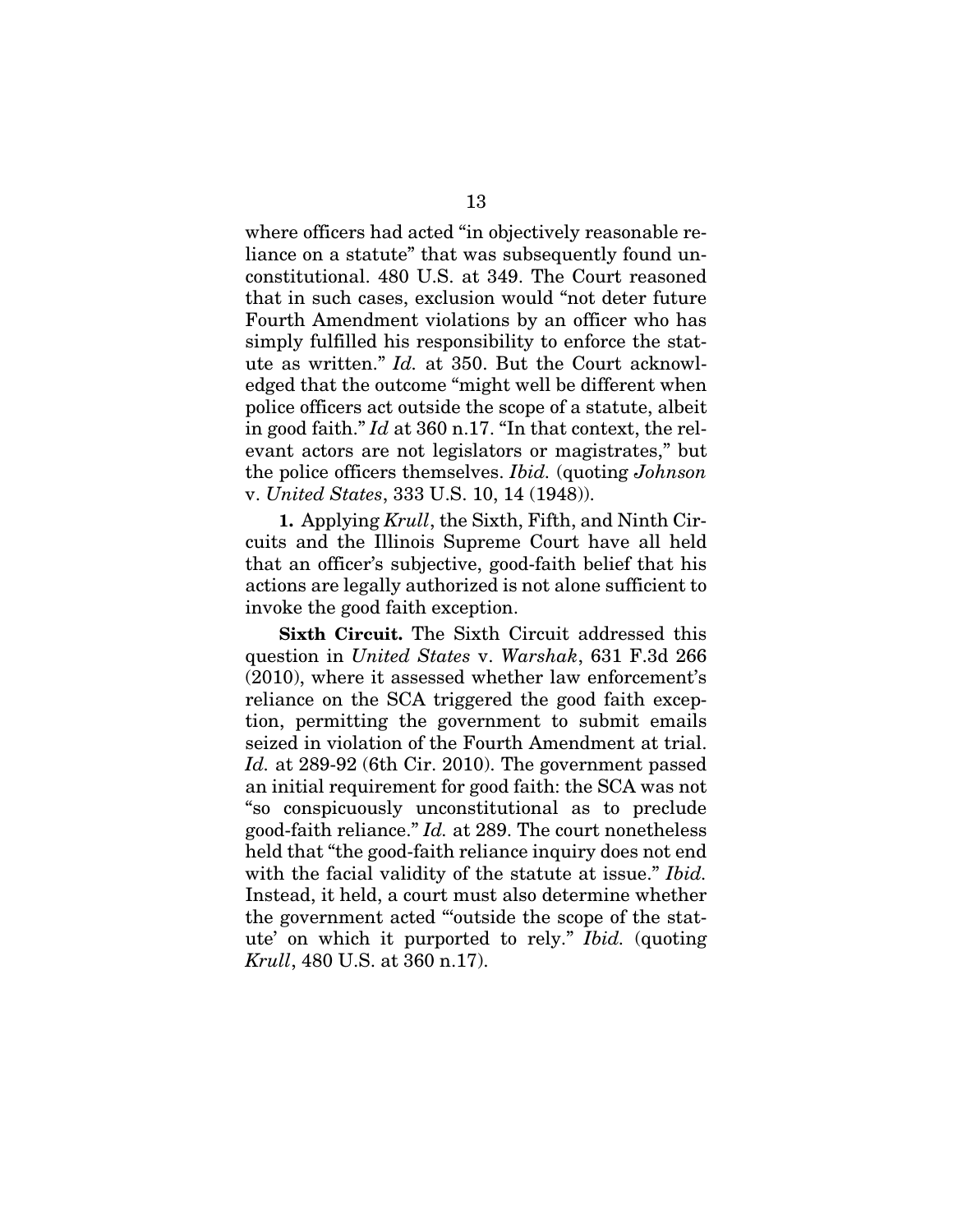where officers had acted "in objectively reasonable reliance on a statute" that was subsequently found unconstitutional. 480 U.S. at 349. The Court reasoned that in such cases, exclusion would "not deter future Fourth Amendment violations by an officer who has simply fulfilled his responsibility to enforce the statute as written." *Id.* at 350. But the Court acknowledged that the outcome "might well be different when police officers act outside the scope of a statute, albeit in good faith." *Id* at 360 n.17. "In that context, the relevant actors are not legislators or magistrates," but the police officers themselves. *Ibid.* (quoting *Johnson* v. *United States*, 333 U.S. 10, 14 (1948)).

**1.** Applying *Krull*, the Sixth, Fifth, and Ninth Circuits and the Illinois Supreme Court have all held that an officer's subjective, good-faith belief that his actions are legally authorized is not alone sufficient to invoke the good faith exception.

**Sixth Circuit.** The Sixth Circuit addressed this question in *United States* v. *Warshak*, 631 F.3d 266 (2010), where it assessed whether law enforcement's reliance on the SCA triggered the good faith exception, permitting the government to submit emails seized in violation of the Fourth Amendment at trial. *Id.* at 289-92 (6th Cir. 2010). The government passed an initial requirement for good faith: the SCA was not "so conspicuously unconstitutional as to preclude good-faith reliance." *Id.* at 289. The court nonetheless held that "the good-faith reliance inquiry does not end with the facial validity of the statute at issue." *Ibid.* Instead, it held, a court must also determine whether the government acted "'outside the scope of the statute' on which it purported to rely." *Ibid.* (quoting *Krull*, 480 U.S. at 360 n.17).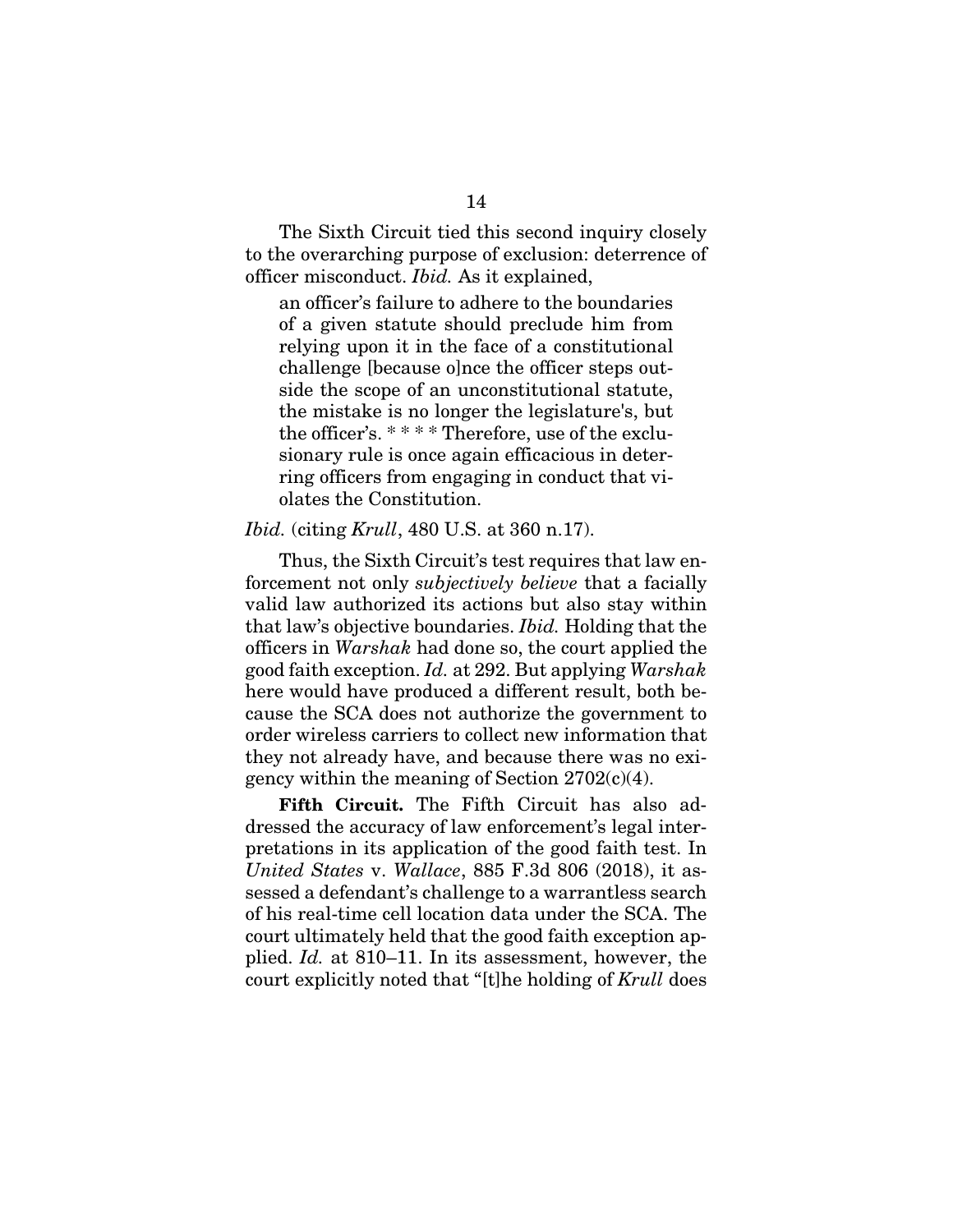The Sixth Circuit tied this second inquiry closely to the overarching purpose of exclusion: deterrence of officer misconduct. *Ibid.* As it explained,

> an officer's failure to adhere to the boundaries of a given statute should preclude him from relying upon it in the face of a constitutional challenge [because o]nce the officer steps outside the scope of an unconstitutional statute, the mistake is no longer the legislature's, but the officer's. * * * * Therefore, use of the exclusionary rule is once again efficacious in deterring officers from engaging in conduct that violates the Constitution.

*Ibid.* (citing *Krull*, 480 U.S. at 360 n.17).

Thus, the Sixth Circuit's test requires that law enforcement not only *subjectively believe* that a facially valid law authorized its actions but also stay within that law's objective boundaries. *Ibid.* Holding that the officers in *Warshak* had done so, the court applied the good faith exception. *Id.* at 292. But applying *Warshak* here would have produced a different result, both because the SCA does not authorize the government to order wireless carriers to collect new information that they not already have, and because there was no exigency within the meaning of Section 2702(c)(4).

**Fifth Circuit.** The Fifth Circuit has also addressed the accuracy of law enforcement's legal interpretations in its application of the good faith test. In *United States* v. *Wallace*, 885 F.3d 806 (2018), it assessed a defendant's challenge to a warrantless search of his real-time cell location data under the SCA. The court ultimately held that the good faith exception applied. *Id.* at 810–11. In its assessment, however, the court explicitly noted that "[t]he holding of *Krull* does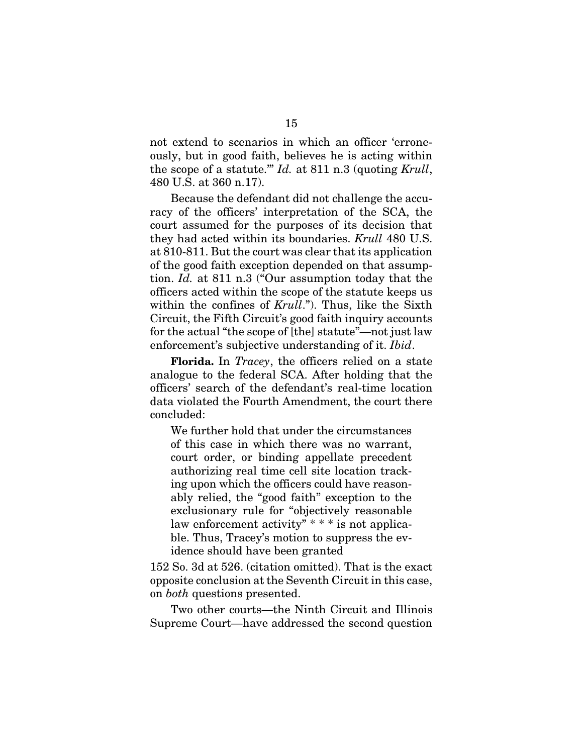not extend to scenarios in which an officer 'erroneously, but in good faith, believes he is acting within the scope of a statute.'" *Id.* at 811 n.3 (quoting *Krull*, 480 U.S. at 360 n.17).

Because the defendant did not challenge the accuracy of the officers' interpretation of the SCA, the court assumed for the purposes of its decision that they had acted within its boundaries. *Krull* 480 U.S. at 810-811. But the court was clear that its application of the good faith exception depended on that assumption. *Id.* at 811 n.3 ("Our assumption today that the officers acted within the scope of the statute keeps us within the confines of *Krull*."). Thus, like the Sixth Circuit, the Fifth Circuit's good faith inquiry accounts for the actual "the scope of [the] statute"—not just law enforcement's subjective understanding of it. *Ibid*.

**Florida.** In *Tracey*, the officers relied on a state analogue to the federal SCA. After holding that the officers' search of the defendant's real-time location data violated the Fourth Amendment, the court there concluded:

> We further hold that under the circumstances of this case in which there was no warrant, court order, or binding appellate precedent authorizing real time cell site location tracking upon which the officers could have reasonably relied, the "good faith" exception to the exclusionary rule for "objectively reasonable law enforcement activity" * * * is not applicable. Thus, Tracey's motion to suppress the evidence should have been granted

152 So. 3d at 526. (citation omitted). That is the exact opposite conclusion at the Seventh Circuit in this case, on *both* questions presented.

Two other courts—the Ninth Circuit and Illinois Supreme Court—have addressed the second question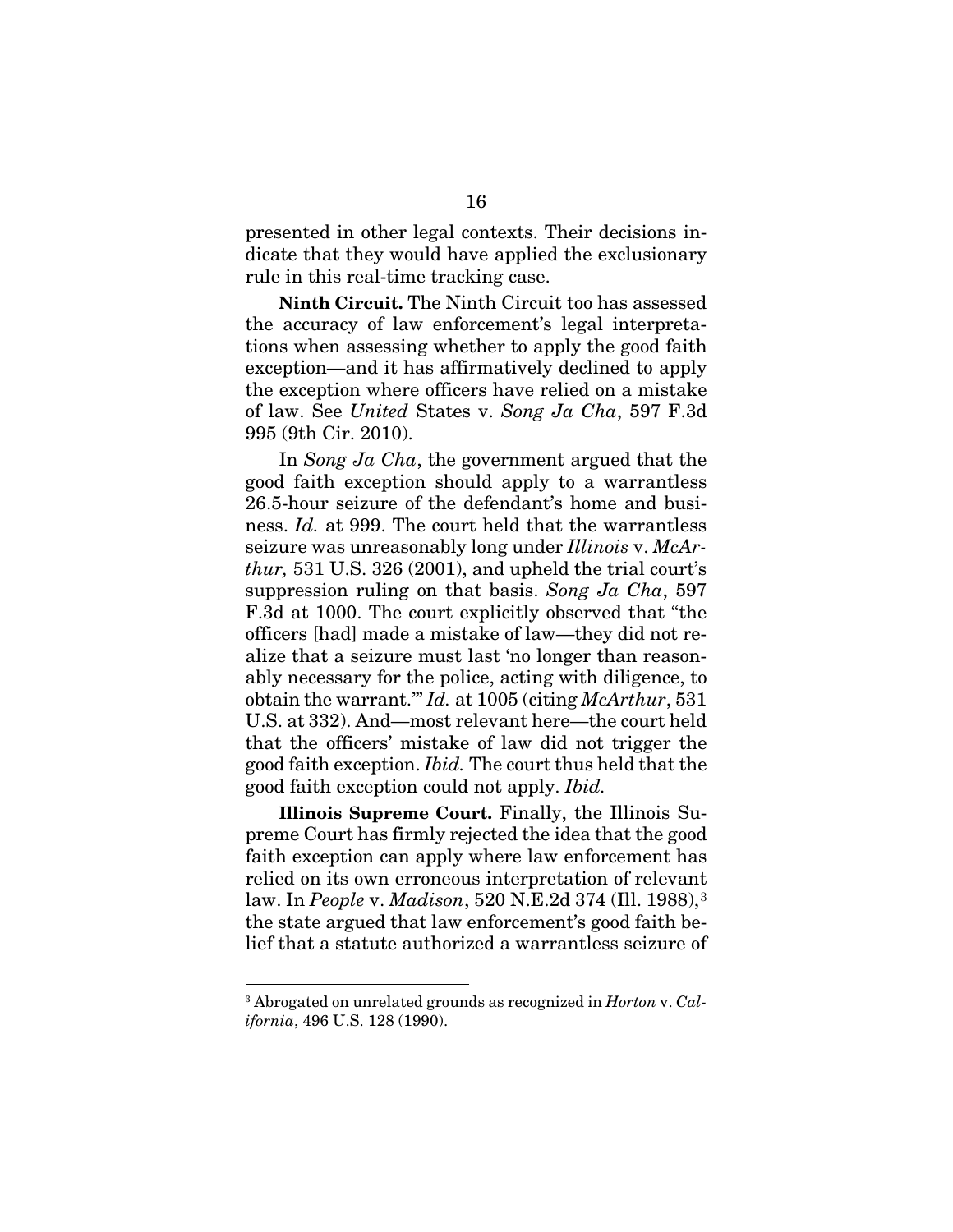presented in other legal contexts. Their decisions indicate that they would have applied the exclusionary rule in this real-time tracking case.

**Ninth Circuit.** The Ninth Circuit too has assessed the accuracy of law enforcement's legal interpretations when assessing whether to apply the good faith exception—and it has affirmatively declined to apply the exception where officers have relied on a mistake of law. See *United* States v. *Song Ja Cha*, 597 F.3d 995 (9th Cir. 2010).

In *Song Ja Cha*, the government argued that the good faith exception should apply to a warrantless 26.5-hour seizure of the defendant's home and business. *Id.* at 999. The court held that the warrantless seizure was unreasonably long under *Illinois* v. *McArthur,* 531 U.S. 326 (2001), and upheld the trial court's suppression ruling on that basis. *Song Ja Cha*, 597 F.3d at 1000. The court explicitly observed that "the officers [had] made a mistake of law—they did not realize that a seizure must last 'no longer than reasonably necessary for the police, acting with diligence, to obtain the warrant.'" *Id.* at 1005 (citing *McArthur*, 531 U.S. at 332). And—most relevant here—the court held that the officers' mistake of law did not trigger the good faith exception. *Ibid.* The court thus held that the good faith exception could not apply. *Ibid.*

**Illinois Supreme Court.** Finally, the Illinois Supreme Court has firmly rejected the idea that the good faith exception can apply where law enforcement has relied on its own erroneous interpretation of relevant law. In *People* v. *Madison*, 520 N.E.2d 374 (Ill. 1988),[3] the state argued that law enforcement's good faith belief that a statute authorized a warrantless seizure of

[3] Abrogated on unrelated grounds as recognized in *Horton* v. *California*, 496 U.S. 128 (1990).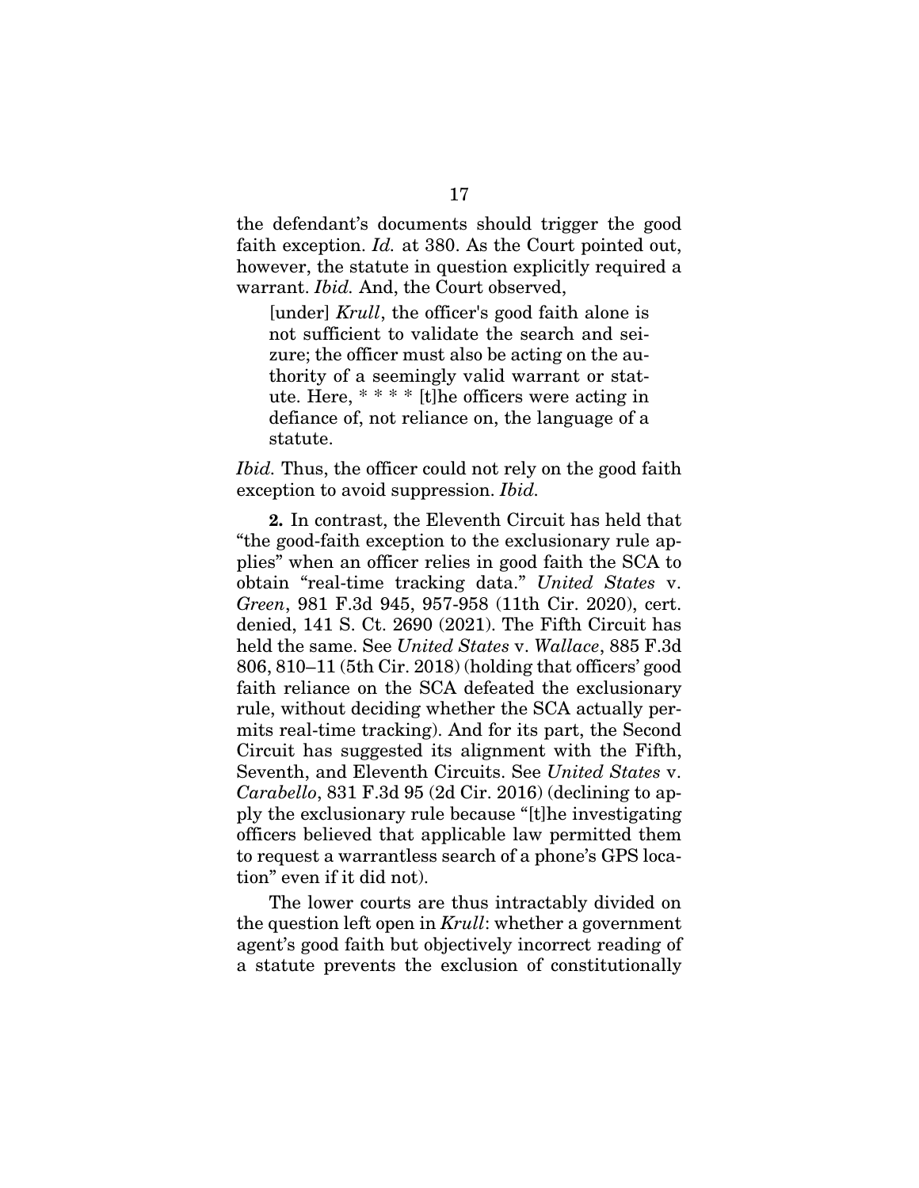the defendant's documents should trigger the good faith exception. *Id.* at 380. As the Court pointed out, however, the statute in question explicitly required a warrant. *Ibid.* And, the Court observed,

> [under] *Krull*, the officer's good faith alone is not sufficient to validate the search and seizure; the officer must also be acting on the authority of a seemingly valid warrant or statute. Here, * * * * [t]he officers were acting in defiance of, not reliance on, the language of a statute.

*Ibid.* Thus, the officer could not rely on the good faith exception to avoid suppression. *Ibid.*

**2.** In contrast, the Eleventh Circuit has held that "the good-faith exception to the exclusionary rule applies" when an officer relies in good faith the SCA to obtain "real-time tracking data." *United States* v. *Green*, 981 F.3d 945, 957-958 (11th Cir. 2020), cert. denied, 141 S. Ct. 2690 (2021). The Fifth Circuit has held the same. See *United States* v. *Wallace*, 885 F.3d 806, 810–11 (5th Cir. 2018) (holding that officers' good faith reliance on the SCA defeated the exclusionary rule, without deciding whether the SCA actually permits real-time tracking). And for its part, the Second Circuit has suggested its alignment with the Fifth, Seventh, and Eleventh Circuits. See *United States* v. *Carabello*, 831 F.3d 95 (2d Cir. 2016) (declining to apply the exclusionary rule because "[t]he investigating officers believed that applicable law permitted them to request a warrantless search of a phone's GPS location" even if it did not).

The lower courts are thus intractably divided on the question left open in *Krull*: whether a government agent's good faith but objectively incorrect reading of a statute prevents the exclusion of constitutionally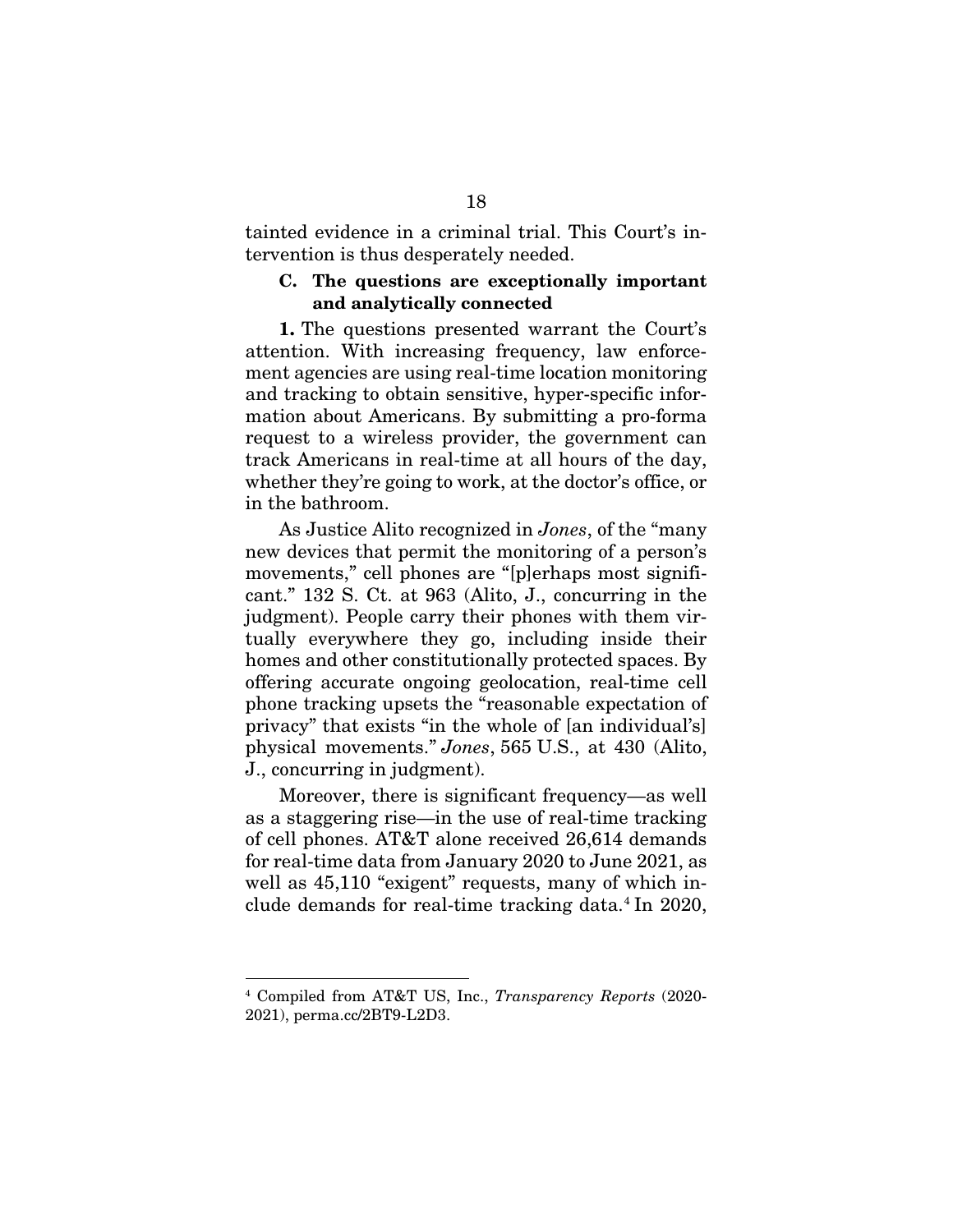tainted evidence in a criminal trial. This Court's intervention is thus desperately needed.

### C. The questions are exceptionally important and analytically connected

**1.** The questions presented warrant the Court's attention. With increasing frequency, law enforcement agencies are using real-time location monitoring and tracking to obtain sensitive, hyper-specific information about Americans. By submitting a pro-forma request to a wireless provider, the government can track Americans in real-time at all hours of the day, whether they're going to work, at the doctor's office, or in the bathroom.

As Justice Alito recognized in *Jones*, of the "many new devices that permit the monitoring of a person's movements," cell phones are "[p]erhaps most significant." 132 S. Ct. at 963 (Alito, J., concurring in the judgment). People carry their phones with them virtually everywhere they go, including inside their homes and other constitutionally protected spaces. By offering accurate ongoing geolocation, real-time cell phone tracking upsets the "reasonable expectation of privacy" that exists "in the whole of [an individual's] physical movements." *Jones*, 565 U.S., at 430 (Alito, J., concurring in judgment).

Moreover, there is significant frequency—as well as a staggering rise—in the use of real-time tracking of cell phones. AT&T alone received 26,614 demands for real-time data from January 2020 to June 2021, as well as 45,110 "exigent" requests, many of which include demands for real-time tracking data.[4] In 2020,

---

[4] Compiled from AT&T US, Inc., *Transparency Reports* (2020-2021), perma.cc/2BT9-L2D3.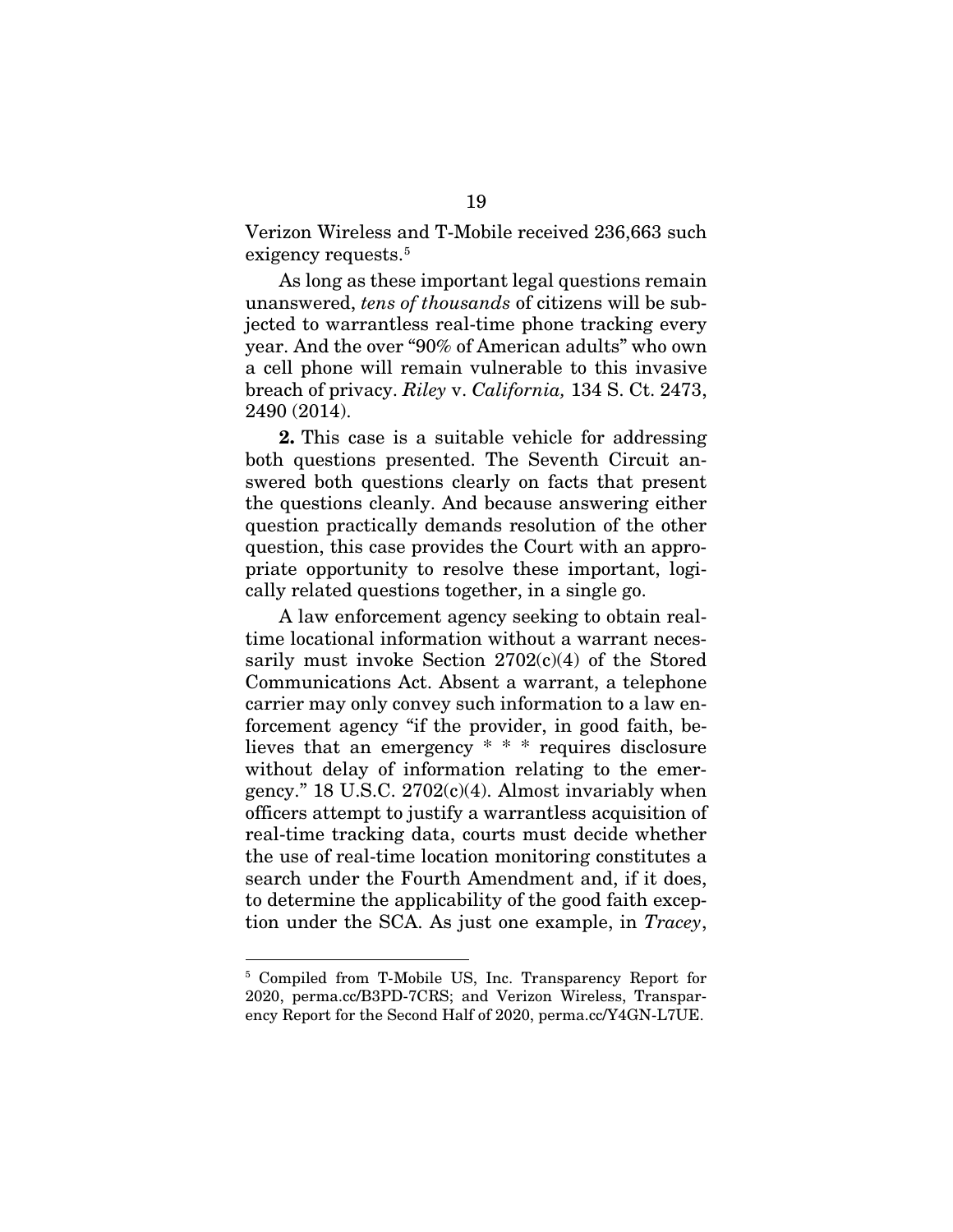Verizon Wireless and T-Mobile received 236,663 such exigency requests.[5]

As long as these important legal questions remain unanswered, *tens of thousands* of citizens will be subjected to warrantless real-time phone tracking every year. And the over "90% of American adults" who own a cell phone will remain vulnerable to this invasive breach of privacy. *Riley* v. *California,* 134 S. Ct. 2473, 2490 (2014).

**2.** This case is a suitable vehicle for addressing both questions presented. The Seventh Circuit answered both questions clearly on facts that present the questions cleanly. And because answering either question practically demands resolution of the other question, this case provides the Court with an appropriate opportunity to resolve these important, logically related questions together, in a single go.

A law enforcement agency seeking to obtain real-time locational information without a warrant necessarily must invoke Section 2702(c)(4) of the Stored Communications Act. Absent a warrant, a telephone carrier may only convey such information to a law enforcement agency "if the provider, in good faith, believes that an emergency * * * requires disclosure without delay of information relating to the emergency." 18 U.S.C. 2702(c)(4). Almost invariably when officers attempt to justify a warrantless acquisition of real-time tracking data, courts must decide whether the use of real-time location monitoring constitutes a search under the Fourth Amendment and, if it does, to determine the applicability of the good faith exception under the SCA. As just one example, in *Tracey*,

---

[5] Compiled from T-Mobile US, Inc. Transparency Report for 2020, perma.cc/B3PD-7CRS; and Verizon Wireless, Transparency Report for the Second Half of 2020, perma.cc/Y4GN-L7UE.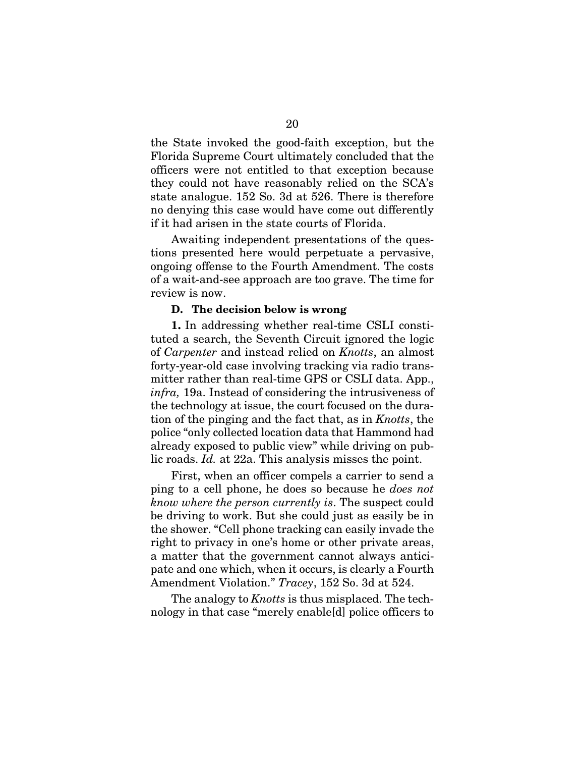the State invoked the good-faith exception, but the Florida Supreme Court ultimately concluded that the officers were not entitled to that exception because they could not have reasonably relied on the SCA's state analogue. 152 So. 3d at 526. There is therefore no denying this case would have come out differently if it had arisen in the state courts of Florida.

Awaiting independent presentations of the questions presented here would perpetuate a pervasive, ongoing offense to the Fourth Amendment. The costs of a wait-and-see approach are too grave. The time for review is now.

### D. The decision below is wrong

**1.** In addressing whether real-time CSLI constituted a search, the Seventh Circuit ignored the logic of *Carpenter* and instead relied on *Knotts*, an almost forty-year-old case involving tracking via radio transmitter rather than real-time GPS or CSLI data. App., *infra,* 19a. Instead of considering the intrusiveness of the technology at issue, the court focused on the duration of the pinging and the fact that, as in *Knotts*, the police "only collected location data that Hammond had already exposed to public view" while driving on public roads. *Id.* at 22a. This analysis misses the point.

First, when an officer compels a carrier to send a ping to a cell phone, he does so because he *does not know where the person currently is*. The suspect could be driving to work. But she could just as easily be in the shower. "Cell phone tracking can easily invade the right to privacy in one's home or other private areas, a matter that the government cannot always anticipate and one which, when it occurs, is clearly a Fourth Amendment Violation." *Tracey*, 152 So. 3d at 524.

The analogy to *Knotts* is thus misplaced. The technology in that case "merely enable[d] police officers to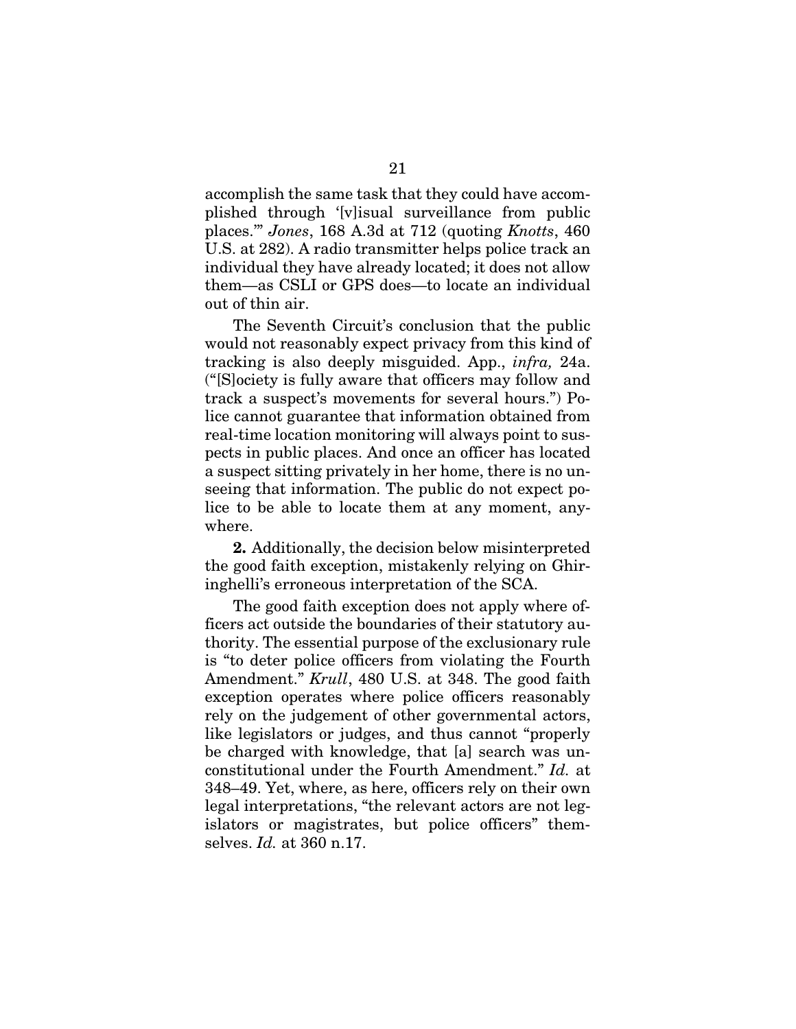accomplish the same task that they could have accomplished through '[v]isual surveillance from public places.'" *Jones*, 168 A.3d at 712 (quoting *Knotts*, 460 U.S. at 282). A radio transmitter helps police track an individual they have already located; it does not allow them—as CSLI or GPS does—to locate an individual out of thin air.

The Seventh Circuit's conclusion that the public would not reasonably expect privacy from this kind of tracking is also deeply misguided. App., *infra,* 24a. ("[S]ociety is fully aware that officers may follow and track a suspect's movements for several hours.") Police cannot guarantee that information obtained from real-time location monitoring will always point to suspects in public places. And once an officer has located a suspect sitting privately in her home, there is no unseeing that information. The public do not expect police to be able to locate them at any moment, anywhere.

**2.** Additionally, the decision below misinterpreted the good faith exception, mistakenly relying on Ghiringhelli's erroneous interpretation of the SCA.

The good faith exception does not apply where officers act outside the boundaries of their statutory authority. The essential purpose of the exclusionary rule is "to deter police officers from violating the Fourth Amendment." *Krull*, 480 U.S. at 348. The good faith exception operates where police officers reasonably rely on the judgement of other governmental actors, like legislators or judges, and thus cannot "properly be charged with knowledge, that [a] search was unconstitutional under the Fourth Amendment." *Id.* at 348–49. Yet, where, as here, officers rely on their own legal interpretations, "the relevant actors are not legislators or magistrates, but police officers" themselves. *Id.* at 360 n.17.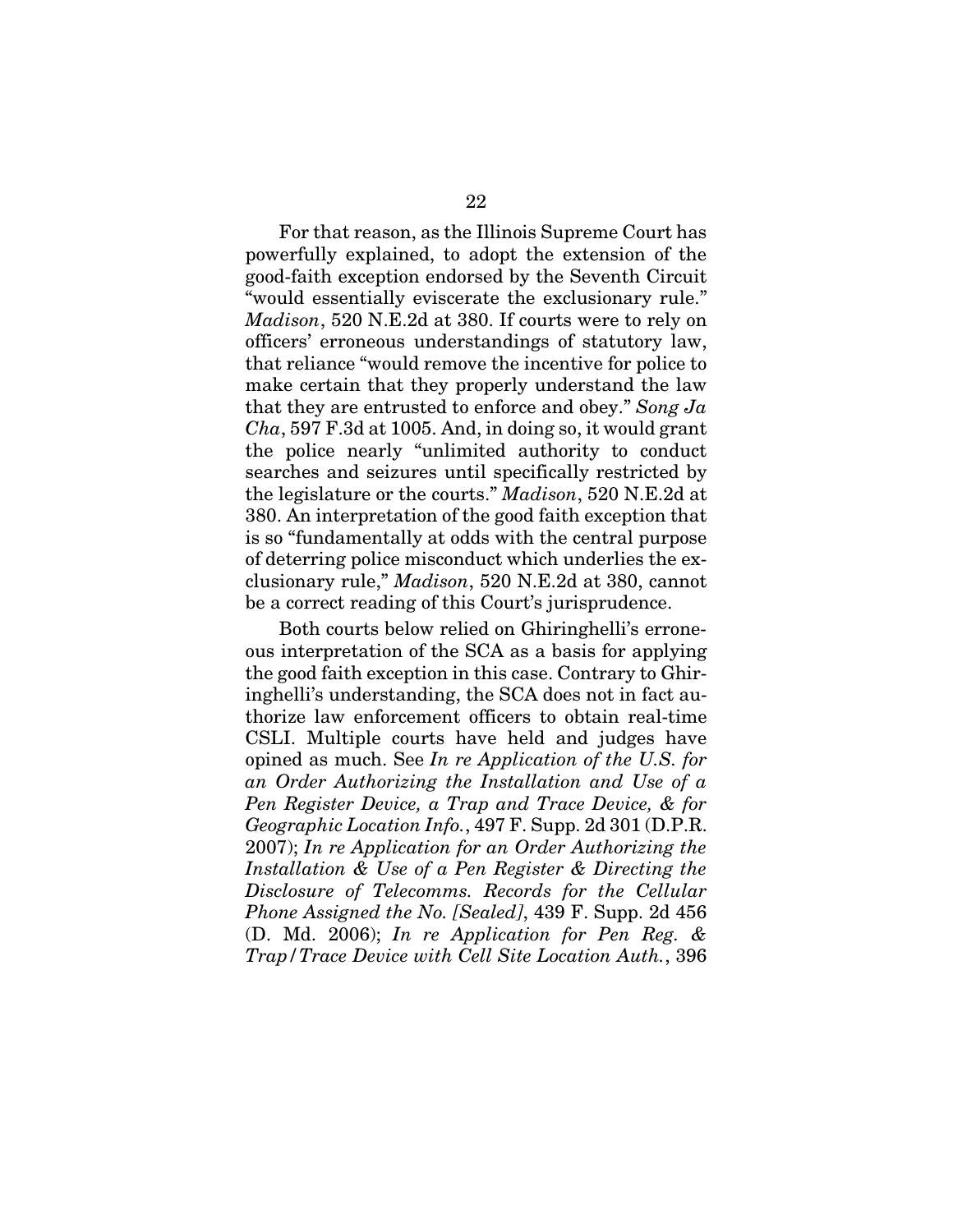For that reason, as the Illinois Supreme Court has powerfully explained, to adopt the extension of the good-faith exception endorsed by the Seventh Circuit "would essentially eviscerate the exclusionary rule." *Madison*, 520 N.E.2d at 380. If courts were to rely on officers' erroneous understandings of statutory law, that reliance "would remove the incentive for police to make certain that they properly understand the law that they are entrusted to enforce and obey." *Song Ja Cha*, 597 F.3d at 1005. And, in doing so, it would grant the police nearly "unlimited authority to conduct searches and seizures until specifically restricted by the legislature or the courts." *Madison*, 520 N.E.2d at 380. An interpretation of the good faith exception that is so "fundamentally at odds with the central purpose of deterring police misconduct which underlies the exclusionary rule," *Madison*, 520 N.E.2d at 380, cannot be a correct reading of this Court's jurisprudence.

Both courts below relied on Ghiringhelli's erroneous interpretation of the SCA as a basis for applying the good faith exception in this case. Contrary to Ghiringhelli's understanding, the SCA does not in fact authorize law enforcement officers to obtain real-time CSLI. Multiple courts have held and judges have opined as much. See *In re Application of the U.S. for an Order Authorizing the Installation and Use of a Pen Register Device, a Trap and Trace Device, & for Geographic Location Info.*, 497 F. Supp. 2d 301 (D.P.R. 2007); *In re Application for an Order Authorizing the Installation & Use of a Pen Register & Directing the Disclosure of Telecomms. Records for the Cellular Phone Assigned the No. [Sealed]*, 439 F. Supp. 2d 456 (D. Md. 2006); *In re Application for Pen Reg. & Trap/Trace Device with Cell Site Location Auth.*, 396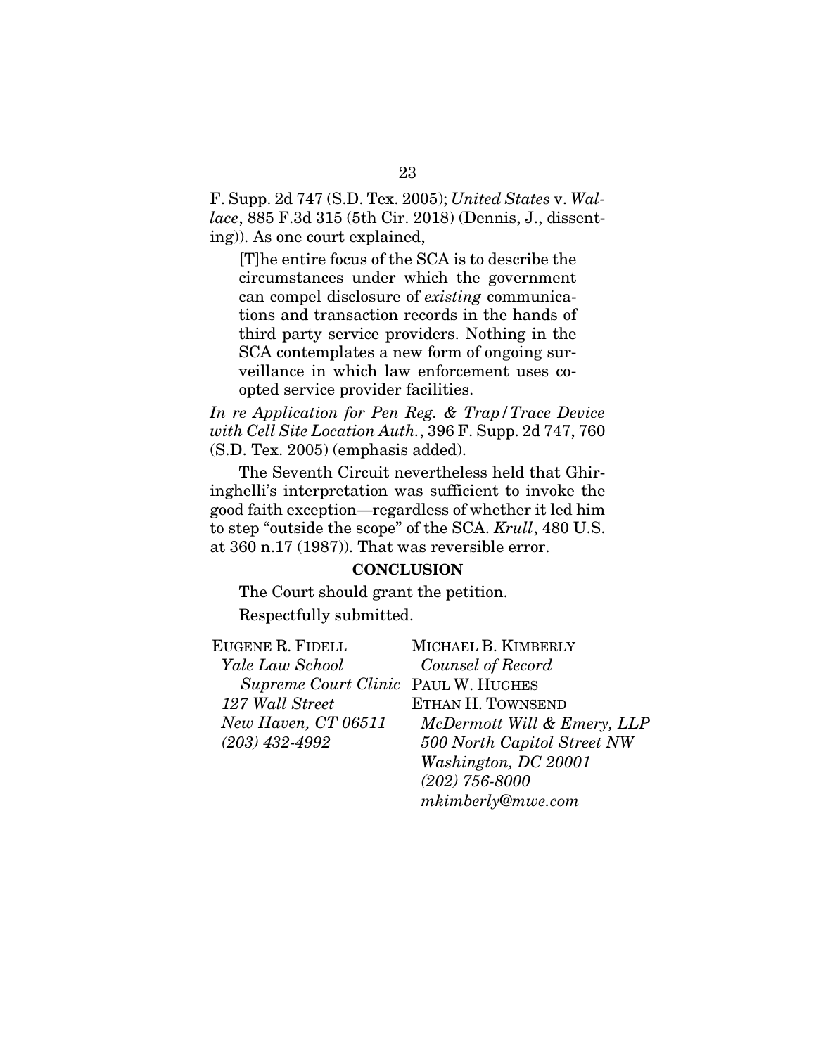F. Supp. 2d 747 (S.D. Tex. 2005); *United States* v. *Wallace*, 885 F.3d 315 (5th Cir. 2018) (Dennis, J., dissenting)). As one court explained,

> [T]he entire focus of the SCA is to describe the circumstances under which the government can compel disclosure of *existing* communications and transaction records in the hands of third party service providers. Nothing in the SCA contemplates a new form of ongoing surveillance in which law enforcement uses co-opted service provider facilities.

*In re Application for Pen Reg. & Trap/Trace Device with Cell Site Location Auth.*, 396 F. Supp. 2d 747, 760 (S.D. Tex. 2005) (emphasis added).

The Seventh Circuit nevertheless held that Ghiringhelli's interpretation was sufficient to invoke the good faith exception—regardless of whether it led him to step "outside the scope" of the SCA. *Krull*, 480 U.S. at 360 n.17 (1987)). That was reversible error.

**CONCLUSION**

The Court should grant the petition.

Respectfully submitted.

EUGENE R. FIDELL
*Yale Law School Supreme Court Clinic*
*127 Wall Street*
*New Haven, CT 06511*
*(203) 432-4992*

MICHAEL B. KIMBERLY
*Counsel of Record*
PAUL W. HUGHES
ETHAN H. TOWNSEND
*McDermott Will & Emery, LLP*
*500 North Capitol Street NW*
*Washington, DC 20001*
*(202) 756-8000*
*mkimberly@mwe.com*